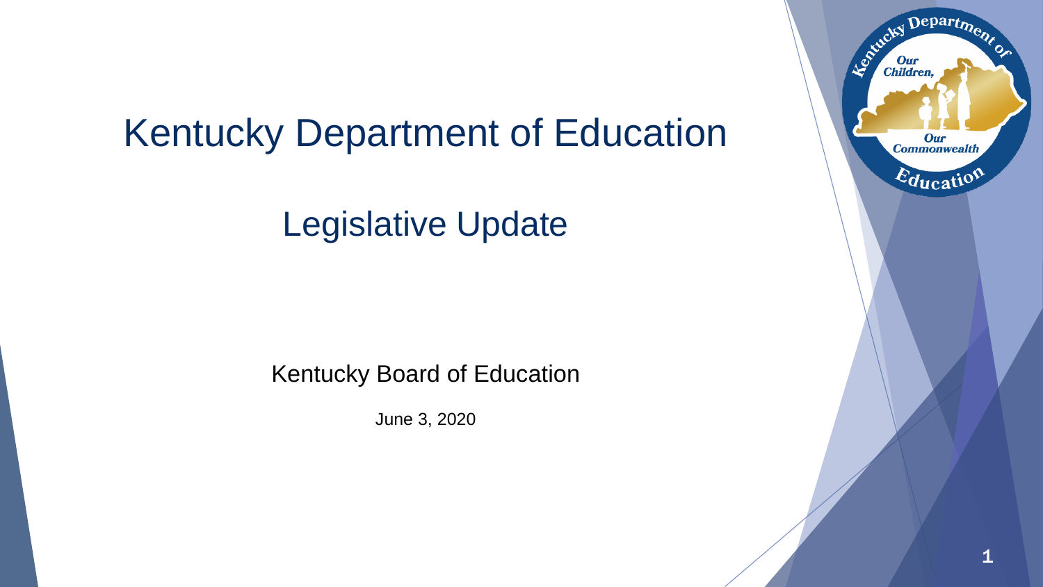# Kentucky Department of Education

## Legislative Update

Kentucky Board of Education

June 3, 2020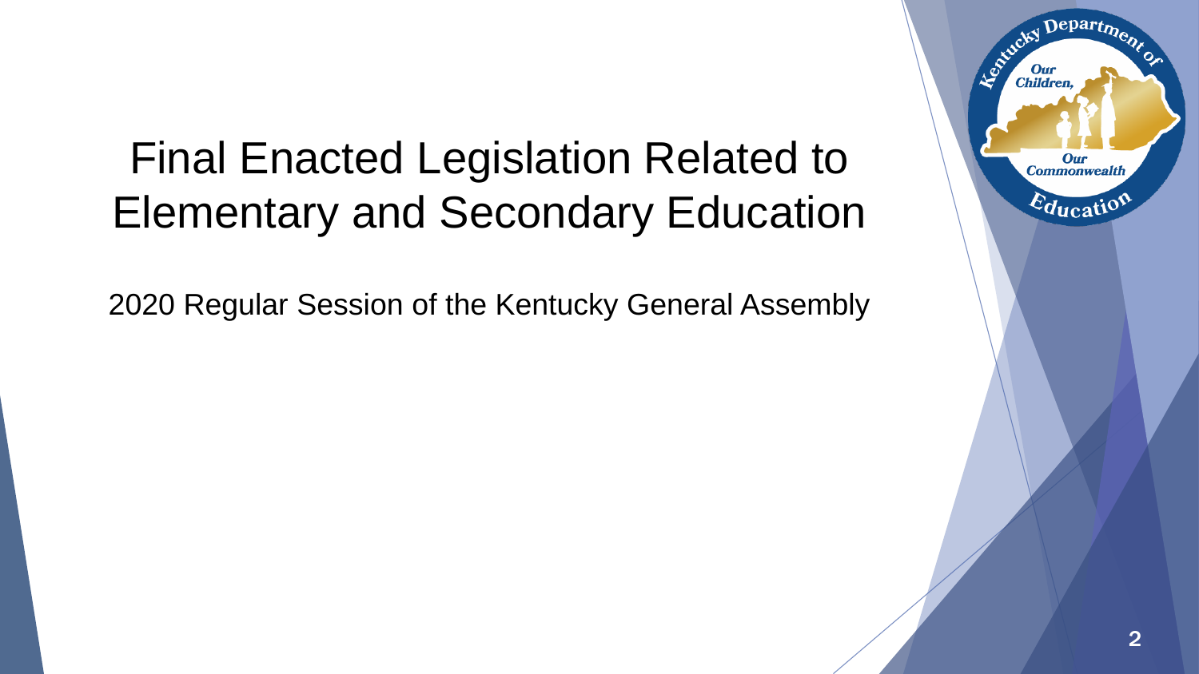# Final Enacted Legislation Related to Elementary and Secondary Education

2020 Regular Session of the Kentucky General Assembly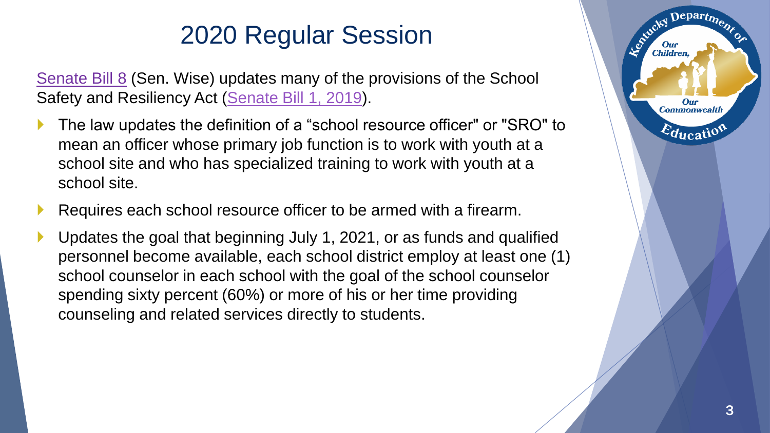# 2020 Regular Session

Senate Bill 8 (Sen. Wise) updates many of the provisions of the School Safety and Resiliency Act (Senate Bill 1, 2019).

- The law updates the definition of a “school resource officer" or "SRO" to mean an officer whose primary job function is to work with youth at a school site and who has specialized training to work with youth at a school site.
- Requires each school resource officer to be armed with a firearm.
- Updates the goal that beginning July 1, 2021, or as funds and qualified personnel become available, each school district employ at least one (1) school counselor in each school with the goal of the school counselor spending sixty percent (60%) or more of his or her time providing counseling and related services directly to students.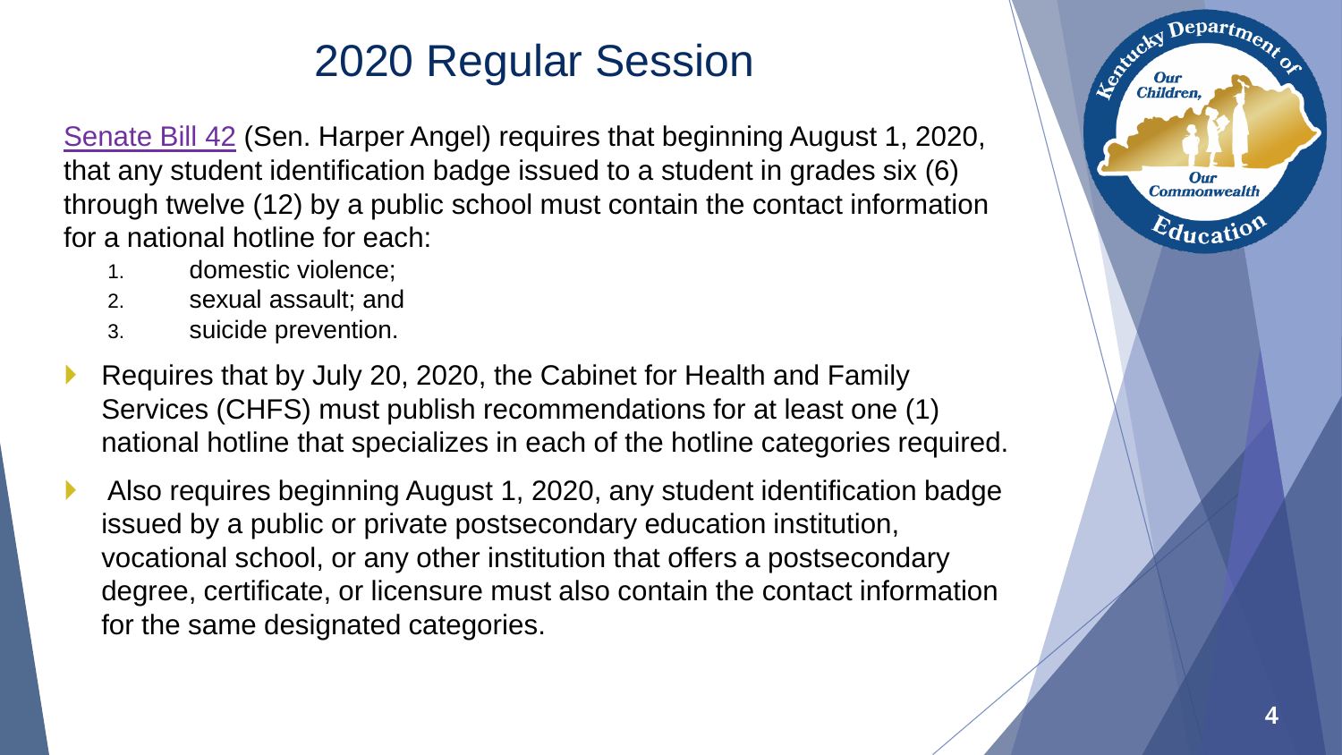# 2020 Regular Session

Senate Bill 42 (Sen. Harper Angel) requires that beginning August 1, 2020, that any student identification badge issued to a student in grades six (6) through twelve (12) by a public school must contain the contact information for a national hotline for each:

1. domestic violence;
2. sexual assault; and
3. suicide prevention.

- Requires that by July 20, 2020, the Cabinet for Health and Family Services (CHFS) must publish recommendations for at least one (1) national hotline that specializes in each of the hotline categories required.
- Also requires beginning August 1, 2020, any student identification badge issued by a public or private postsecondary education institution, vocational school, or any other institution that offers a postsecondary degree, certificate, or licensure must also contain the contact information for the same designated categories.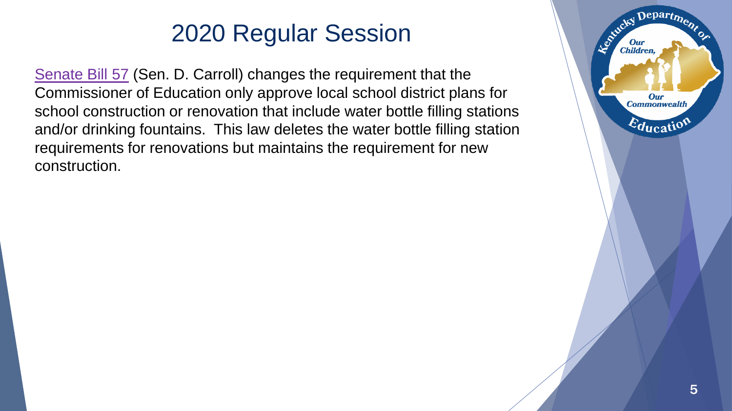# 2020 Regular Session

Senate Bill 57 (Sen. D. Carroll) changes the requirement that the Commissioner of Education only approve local school district plans for school construction or renovation that include water bottle filling stations and/or drinking fountains. This law deletes the water bottle filling station requirements for renovations but maintains the requirement for new construction.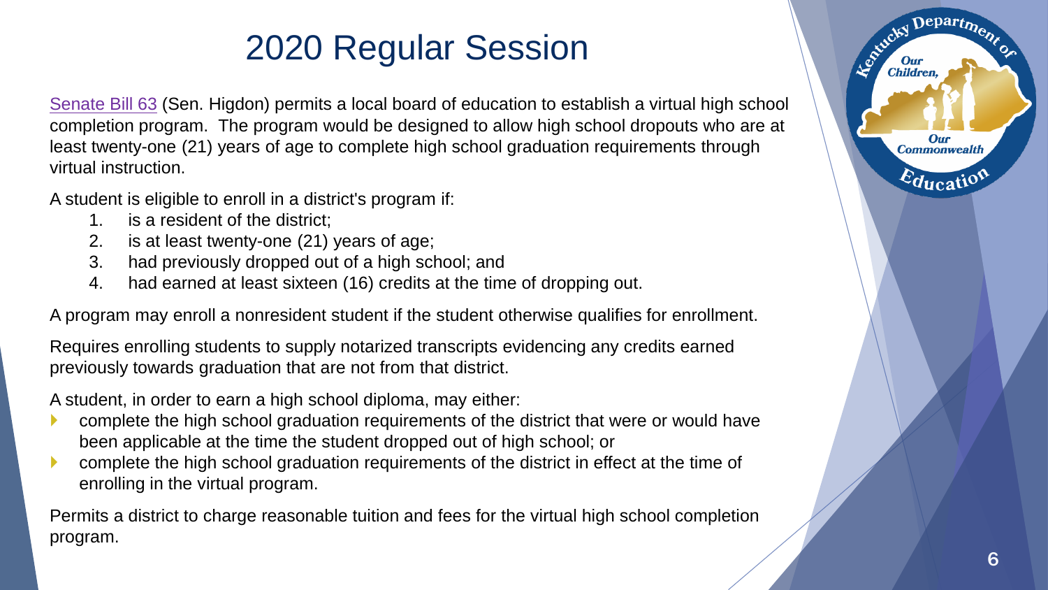# 2020 Regular Session

Senate Bill 63 (Sen. Higdon) permits a local board of education to establish a virtual high school completion program. The program would be designed to allow high school dropouts who are at least twenty-one (21) years of age to complete high school graduation requirements through virtual instruction.

A student is eligible to enroll in a district's program if:

1. is a resident of the district;
2. is at least twenty-one (21) years of age;
3. had previously dropped out of a high school; and
4. had earned at least sixteen (16) credits at the time of dropping out.

A program may enroll a nonresident student if the student otherwise qualifies for enrollment.

Requires enrolling students to supply notarized transcripts evidencing any credits earned previously towards graduation that are not from that district.

A student, in order to earn a high school diploma, may either:

- complete the high school graduation requirements of the district that were or would have been applicable at the time the student dropped out of high school; or
- complete the high school graduation requirements of the district in effect at the time of enrolling in the virtual program.

Permits a district to charge reasonable tuition and fees for the virtual high school completion program.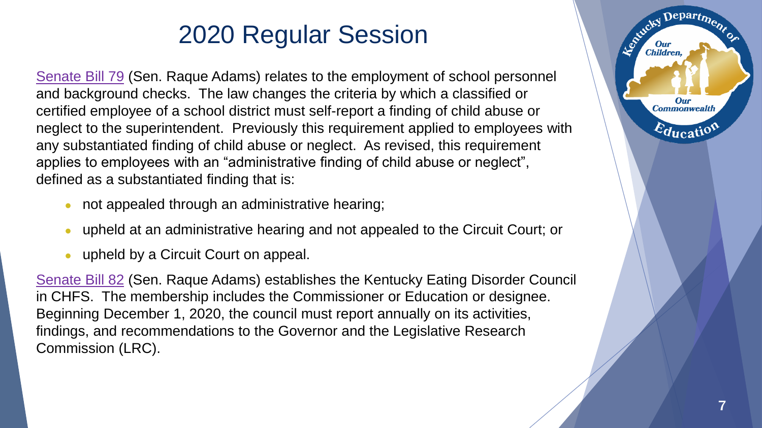# 2020 Regular Session

Senate Bill 79 (Sen. Raque Adams) relates to the employment of school personnel and background checks. The law changes the criteria by which a classified or certified employee of a school district must self-report a finding of child abuse or neglect to the superintendent. Previously this requirement applied to employees with any substantiated finding of child abuse or neglect. As revised, this requirement applies to employees with an "administrative finding of child abuse or neglect", defined as a substantiated finding that is:

- not appealed through an administrative hearing;
- upheld at an administrative hearing and not appealed to the Circuit Court; or
- upheld by a Circuit Court on appeal.

Senate Bill 82 (Sen. Raque Adams) establishes the Kentucky Eating Disorder Council in CHFS. The membership includes the Commissioner or Education or designee. Beginning December 1, 2020, the council must report annually on its activities, findings, and recommendations to the Governor and the Legislative Research Commission (LRC).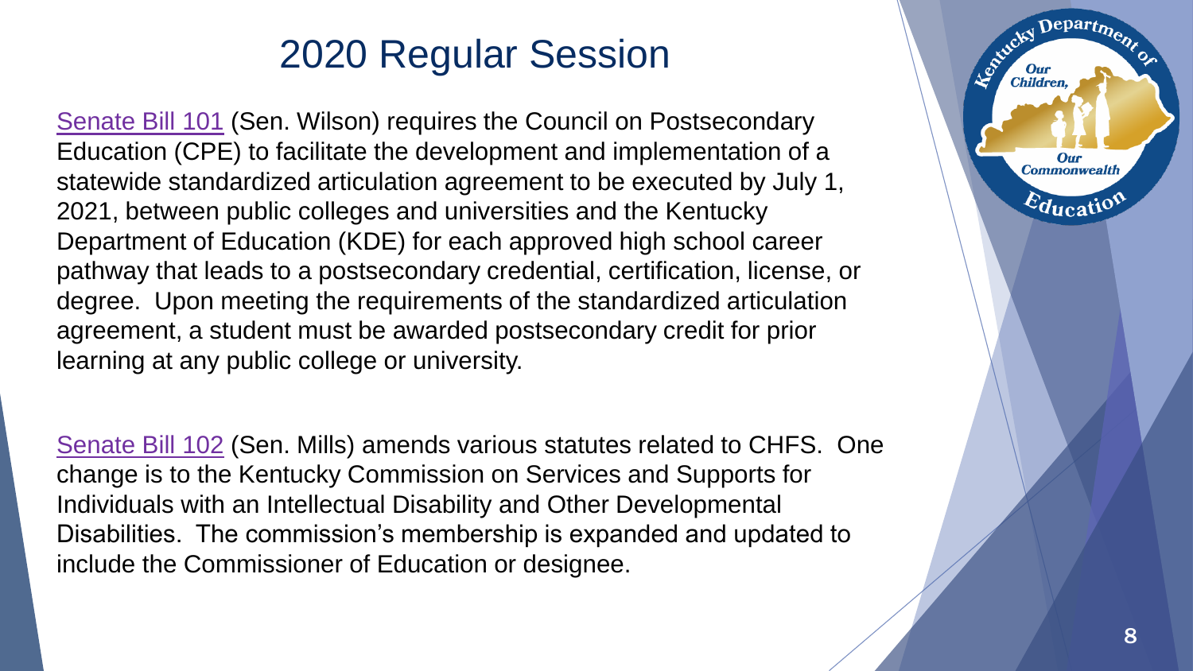# 2020 Regular Session

Senate Bill 101 (Sen. Wilson) requires the Council on Postsecondary Education (CPE) to facilitate the development and implementation of a statewide standardized articulation agreement to be executed by July 1, 2021, between public colleges and universities and the Kentucky Department of Education (KDE) for each approved high school career pathway that leads to a postsecondary credential, certification, license, or degree. Upon meeting the requirements of the standardized articulation agreement, a student must be awarded postsecondary credit for prior learning at any public college or university.

Senate Bill 102 (Sen. Mills) amends various statutes related to CHFS. One change is to the Kentucky Commission on Services and Supports for Individuals with an Intellectual Disability and Other Developmental Disabilities. The commission's membership is expanded and updated to include the Commissioner of Education or designee.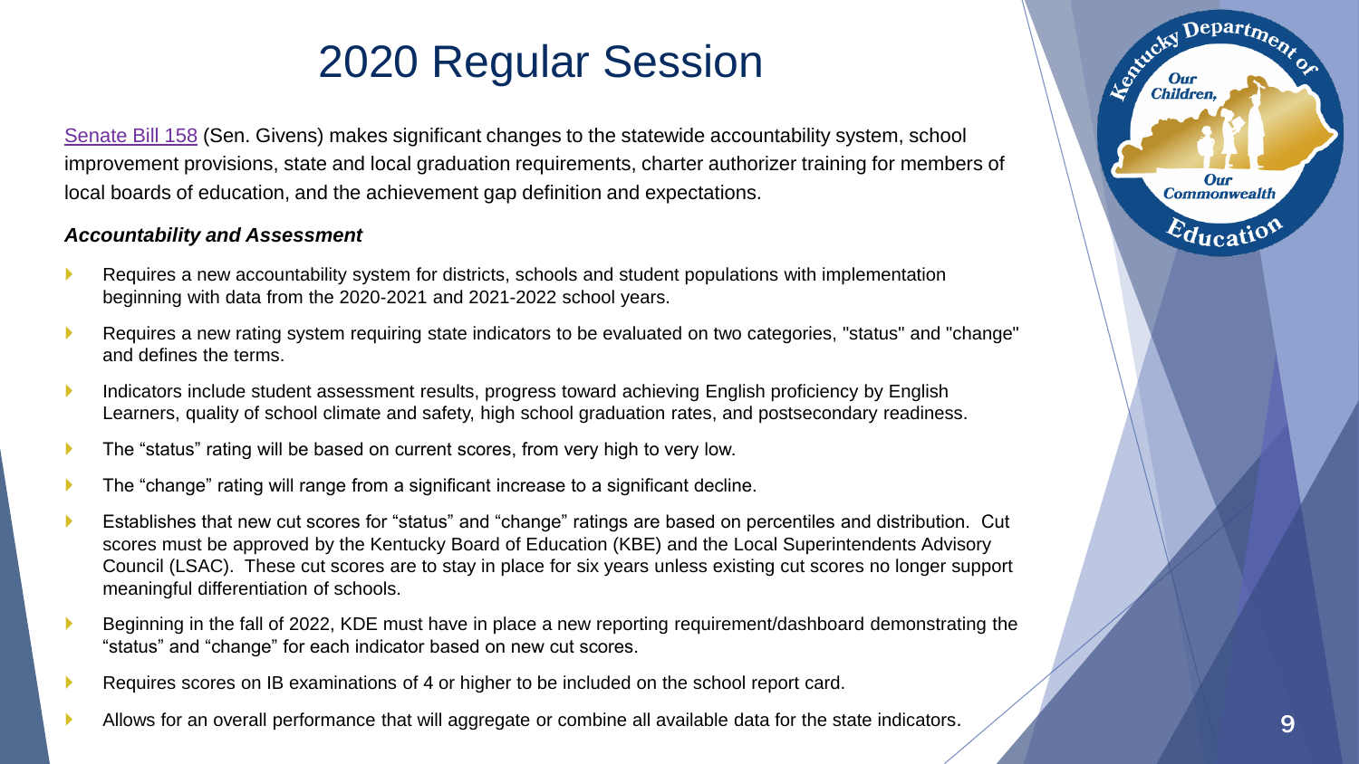# 2020 Regular Session

Senate Bill 158 (Sen. Givens) makes significant changes to the statewide accountability system, school improvement provisions, state and local graduation requirements, charter authorizer training for members of local boards of education, and the achievement gap definition and expectations.

***Accountability and Assessment***

- Requires a new accountability system for districts, schools and student populations with implementation beginning with data from the 2020-2021 and 2021-2022 school years.
- Requires a new rating system requiring state indicators to be evaluated on two categories, "status" and "change" and defines the terms.
- Indicators include student assessment results, progress toward achieving English proficiency by English Learners, quality of school climate and safety, high school graduation rates, and postsecondary readiness.
- The "status" rating will be based on current scores, from very high to very low.
- The "change" rating will range from a significant increase to a significant decline.
- Establishes that new cut scores for "status" and "change" ratings are based on percentiles and distribution. Cut scores must be approved by the Kentucky Board of Education (KBE) and the Local Superintendents Advisory Council (LSAC). These cut scores are to stay in place for six years unless existing cut scores no longer support meaningful differentiation of schools.
- Beginning in the fall of 2022, KDE must have in place a new reporting requirement/dashboard demonstrating the "status" and "change" for each indicator based on new cut scores.
- Requires scores on IB examinations of 4 or higher to be included on the school report card.
- Allows for an overall performance that will aggregate or combine all available data for the state indicators.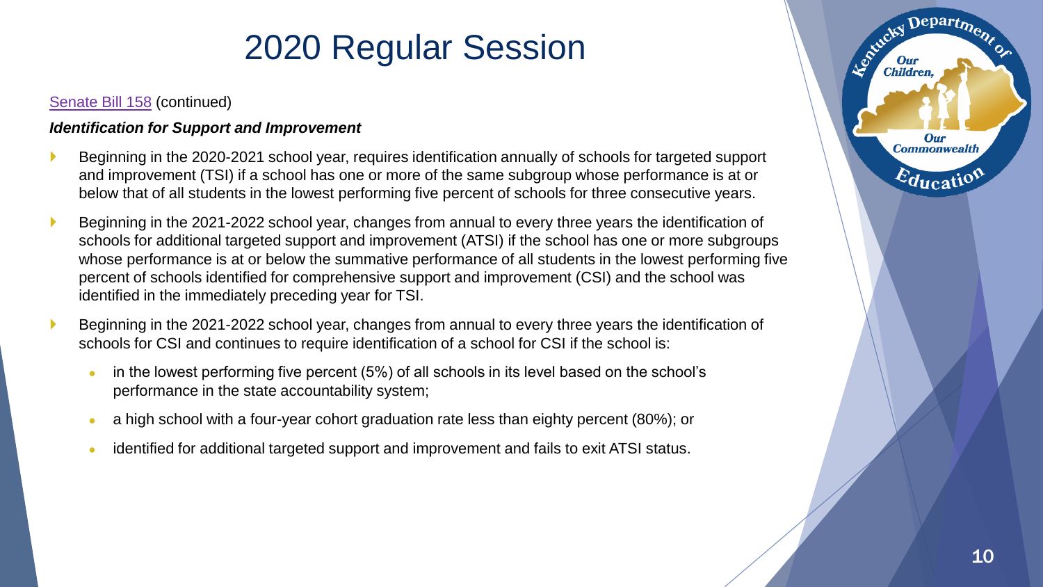# 2020 Regular Session

[Senate Bill 158](#) (continued)

***Identification for Support and Improvement***

- Beginning in the 2020-2021 school year, requires identification annually of schools for targeted support and improvement (TSI) if a school has one or more of the same subgroup whose performance is at or below that of all students in the lowest performing five percent of schools for three consecutive years.
- Beginning in the 2021-2022 school year, changes from annual to every three years the identification of schools for additional targeted support and improvement (ATSI) if the school has one or more subgroups whose performance is at or below the summative performance of all students in the lowest performing five percent of schools identified for comprehensive support and improvement (CSI) and the school was identified in the immediately preceding year for TSI.
- Beginning in the 2021-2022 school year, changes from annual to every three years the identification of schools for CSI and continues to require identification of a school for CSI if the school is:
  - in the lowest performing five percent (5%) of all schools in its level based on the school's performance in the state accountability system;
  - a high school with a four-year cohort graduation rate less than eighty percent (80%); or
  - identified for additional targeted support and improvement and fails to exit ATSI status.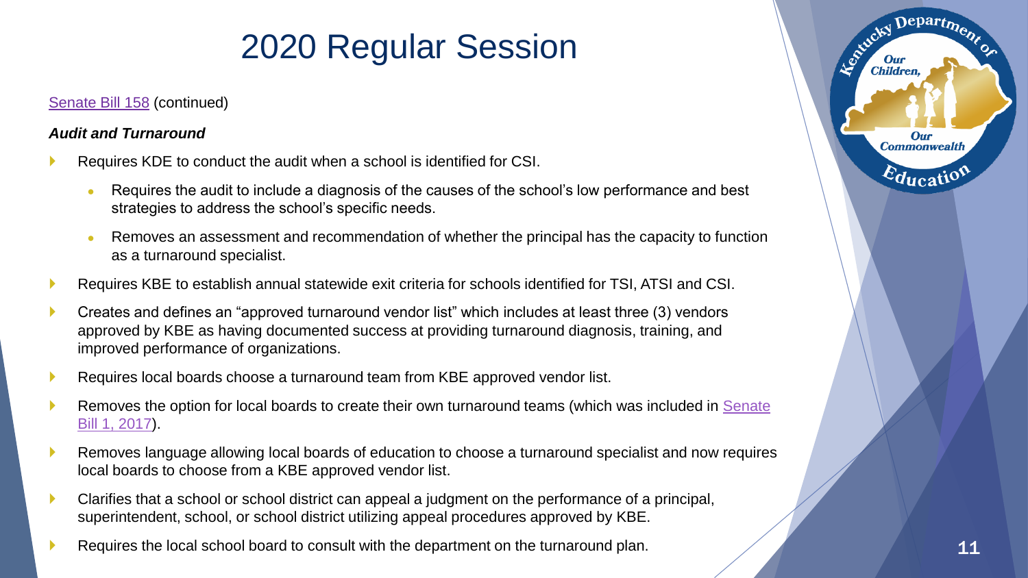# 2020 Regular Session

Senate Bill 158 (continued)

***Audit and Turnaround***

- Requires KDE to conduct the audit when a school is identified for CSI.
  - Requires the audit to include a diagnosis of the causes of the school's low performance and best strategies to address the school's specific needs.
  - Removes an assessment and recommendation of whether the principal has the capacity to function as a turnaround specialist.
- Requires KBE to establish annual statewide exit criteria for schools identified for TSI, ATSI and CSI.
- Creates and defines an "approved turnaround vendor list" which includes at least three (3) vendors approved by KBE as having documented success at providing turnaround diagnosis, training, and improved performance of organizations.
- Requires local boards choose a turnaround team from KBE approved vendor list.
- Removes the option for local boards to create their own turnaround teams (which was included in Senate Bill 1, 2017).
- Removes language allowing local boards of education to choose a turnaround specialist and now requires local boards to choose from a KBE approved vendor list.
- Clarifies that a school or school district can appeal a judgment on the performance of a principal, superintendent, school, or school district utilizing appeal procedures approved by KBE.
- Requires the local school board to consult with the department on the turnaround plan.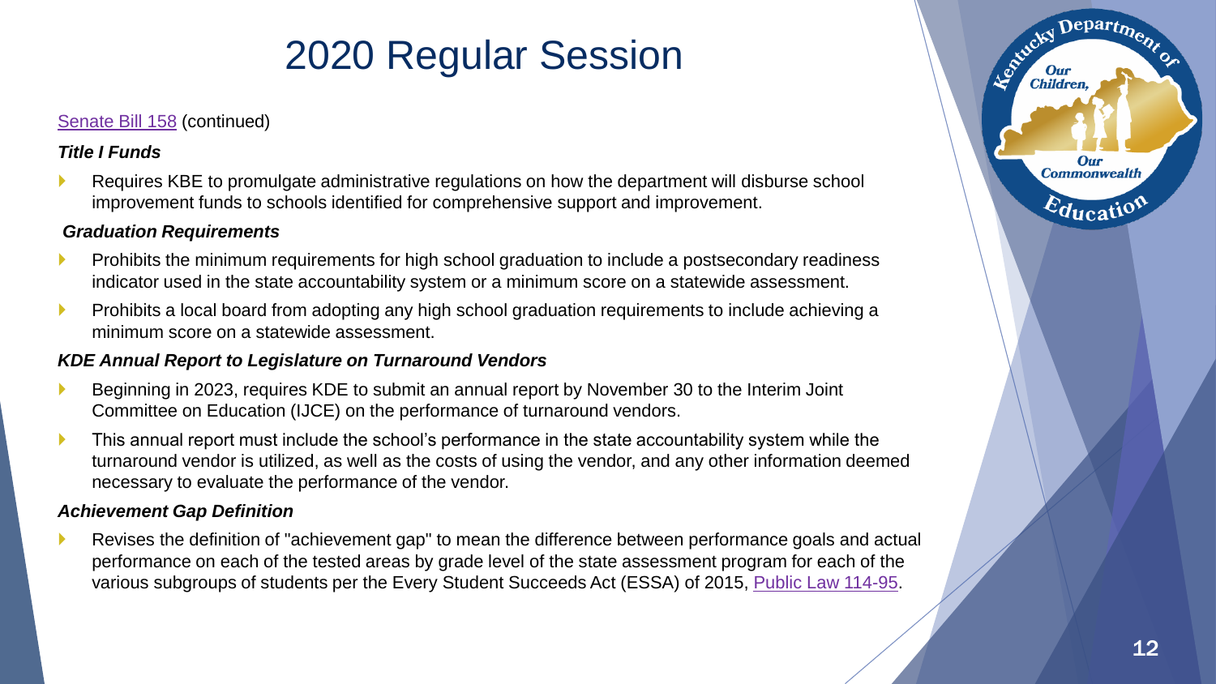# 2020 Regular Session

Senate Bill 158 (continued)

***Title I Funds***

- Requires KBE to promulgate administrative regulations on how the department will disburse school improvement funds to schools identified for comprehensive support and improvement.

***Graduation Requirements***

- Prohibits the minimum requirements for high school graduation to include a postsecondary readiness indicator used in the state accountability system or a minimum score on a statewide assessment.
- Prohibits a local board from adopting any high school graduation requirements to include achieving a minimum score on a statewide assessment.

***KDE Annual Report to Legislature on Turnaround Vendors***

- Beginning in 2023, requires KDE to submit an annual report by November 30 to the Interim Joint Committee on Education (IJCE) on the performance of turnaround vendors.
- This annual report must include the school's performance in the state accountability system while the turnaround vendor is utilized, as well as the costs of using the vendor, and any other information deemed necessary to evaluate the performance of the vendor.

***Achievement Gap Definition***

- Revises the definition of "achievement gap" to mean the difference between performance goals and actual performance on each of the tested areas by grade level of the state assessment program for each of the various subgroups of students per the Every Student Succeeds Act (ESSA) of 2015, Public Law 114-95.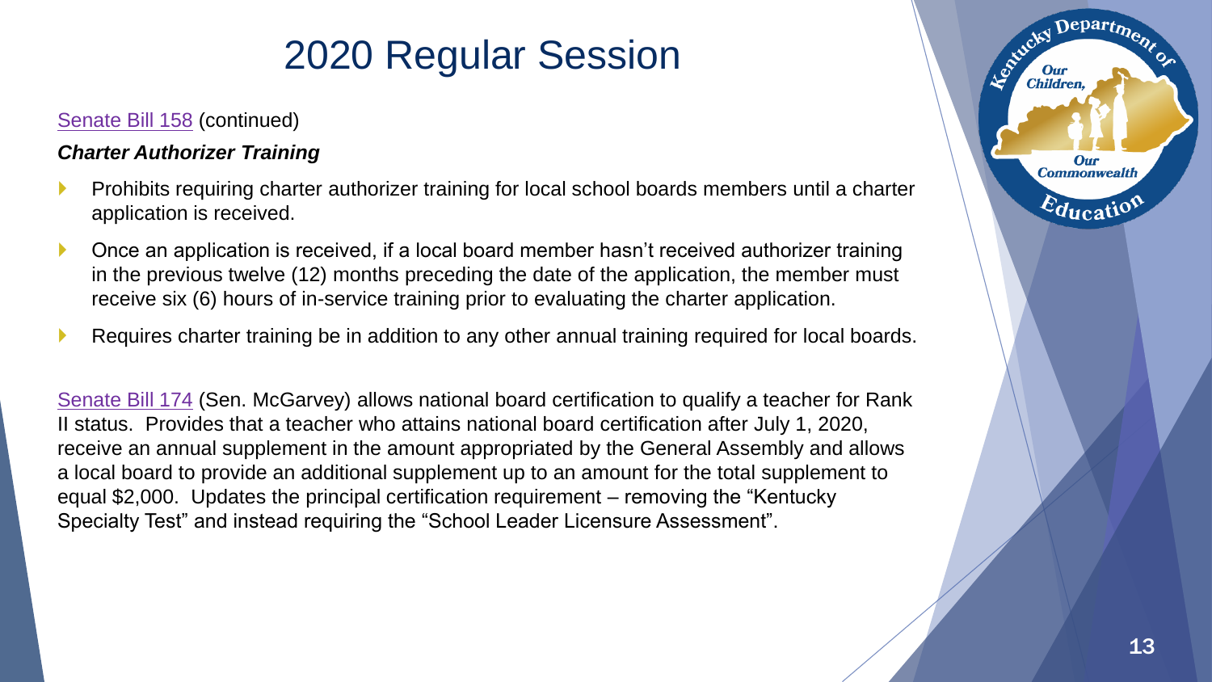# 2020 Regular Session

Senate Bill 158 (continued)

***Charter Authorizer Training***

- Prohibits requiring charter authorizer training for local school boards members until a charter application is received.
- Once an application is received, if a local board member hasn't received authorizer training in the previous twelve (12) months preceding the date of the application, the member must receive six (6) hours of in-service training prior to evaluating the charter application.
- Requires charter training be in addition to any other annual training required for local boards.

Senate Bill 174 (Sen. McGarvey) allows national board certification to qualify a teacher for Rank II status. Provides that a teacher who attains national board certification after July 1, 2020, receive an annual supplement in the amount appropriated by the General Assembly and allows a local board to provide an additional supplement up to an amount for the total supplement to equal $2,000. Updates the principal certification requirement – removing the "Kentucky Specialty Test" and instead requiring the "School Leader Licensure Assessment".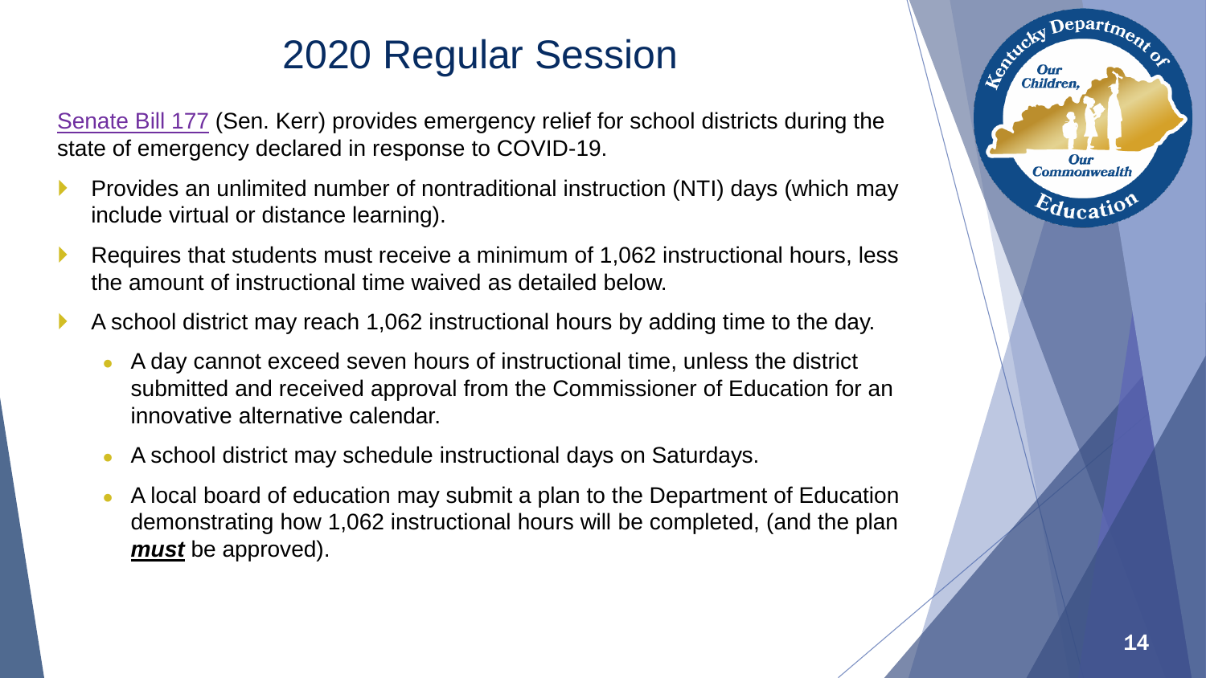# 2020 Regular Session

Senate Bill 177 (Sen. Kerr) provides emergency relief for school districts during the state of emergency declared in response to COVID-19.

- Provides an unlimited number of nontraditional instruction (NTI) days (which may include virtual or distance learning).
- Requires that students must receive a minimum of 1,062 instructional hours, less the amount of instructional time waived as detailed below.
- A school district may reach 1,062 instructional hours by adding time to the day.
  - A day cannot exceed seven hours of instructional time, unless the district submitted and received approval from the Commissioner of Education for an innovative alternative calendar.
  - A school district may schedule instructional days on Saturdays.
  - A local board of education may submit a plan to the Department of Education demonstrating how 1,062 instructional hours will be completed, (and the plan ***must*** be approved).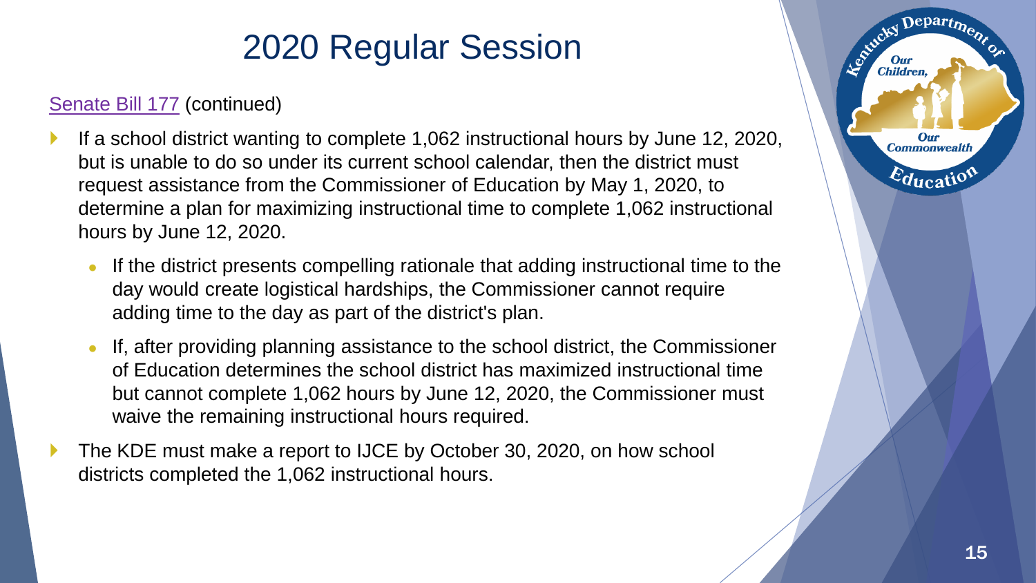# 2020 Regular Session

Senate Bill 177 (continued)

- If a school district wanting to complete 1,062 instructional hours by June 12, 2020, but is unable to do so under its current school calendar, then the district must request assistance from the Commissioner of Education by May 1, 2020, to determine a plan for maximizing instructional time to complete 1,062 instructional hours by June 12, 2020.
  - If the district presents compelling rationale that adding instructional time to the day would create logistical hardships, the Commissioner cannot require adding time to the day as part of the district's plan.
  - If, after providing planning assistance to the school district, the Commissioner of Education determines the school district has maximized instructional time but cannot complete 1,062 hours by June 12, 2020, the Commissioner must waive the remaining instructional hours required.
- The KDE must make a report to IJCE by October 30, 2020, on how school districts completed the 1,062 instructional hours.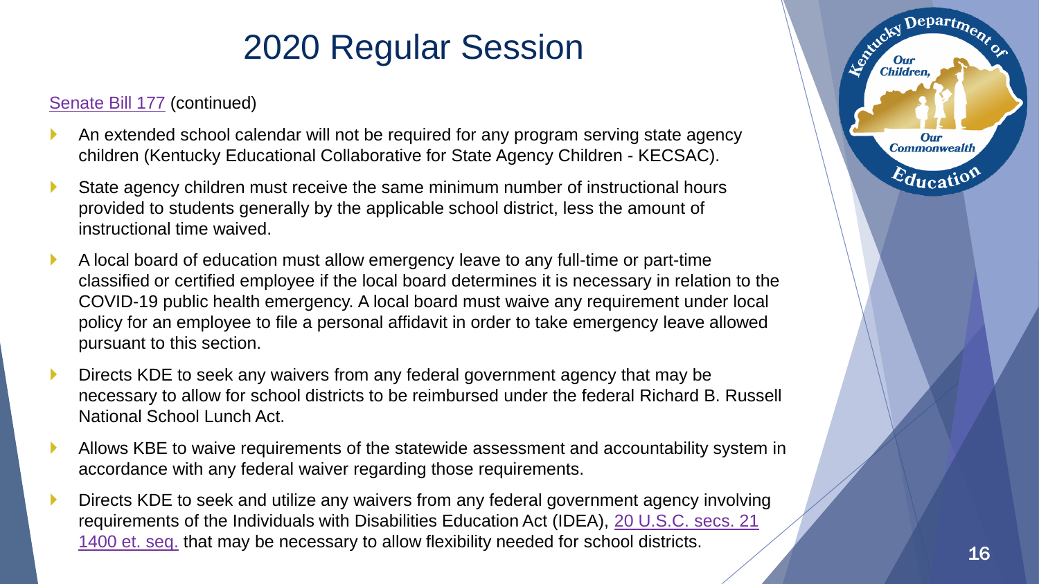# 2020 Regular Session

Senate Bill 177 (continued)

- An extended school calendar will not be required for any program serving state agency children (Kentucky Educational Collaborative for State Agency Children - KECSAC).
- State agency children must receive the same minimum number of instructional hours provided to students generally by the applicable school district, less the amount of instructional time waived.
- A local board of education must allow emergency leave to any full-time or part-time classified or certified employee if the local board determines it is necessary in relation to the COVID-19 public health emergency. A local board must waive any requirement under local policy for an employee to file a personal affidavit in order to take emergency leave allowed pursuant to this section.
- Directs KDE to seek any waivers from any federal government agency that may be necessary to allow for school districts to be reimbursed under the federal Richard B. Russell National School Lunch Act.
- Allows KBE to waive requirements of the statewide assessment and accountability system in accordance with any federal waiver regarding those requirements.
- Directs KDE to seek and utilize any waivers from any federal government agency involving requirements of the Individuals with Disabilities Education Act (IDEA), 20 U.S.C. secs. 21 1400 et. seq. that may be necessary to allow flexibility needed for school districts.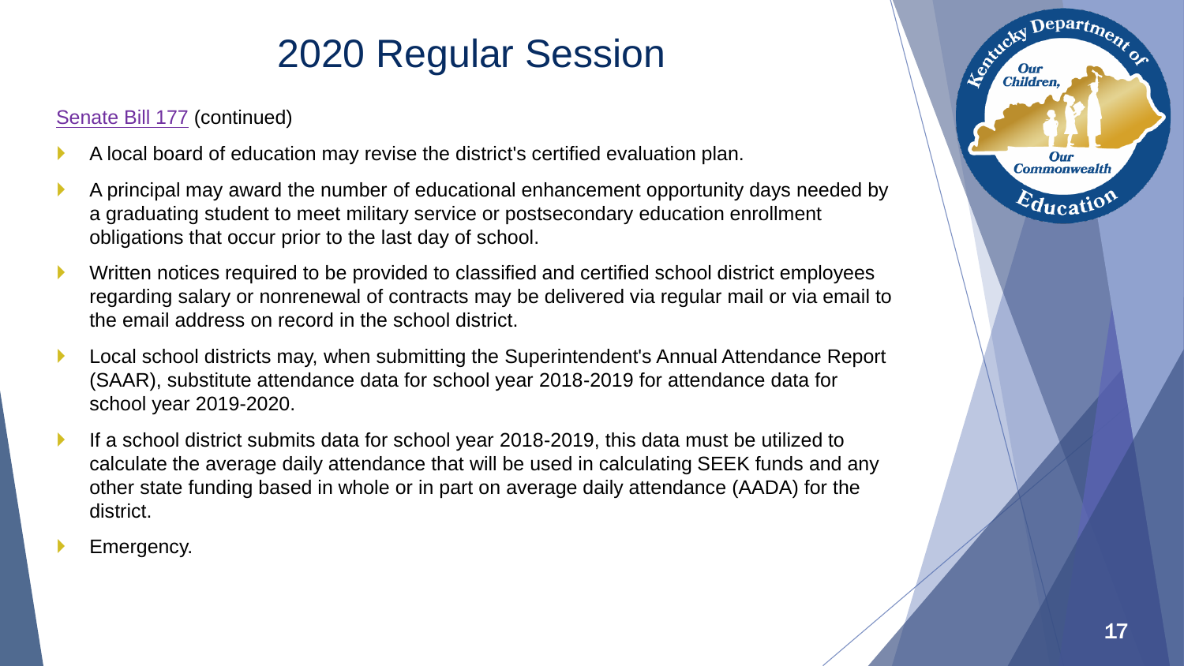# 2020 Regular Session

Senate Bill 177 (continued)

- A local board of education may revise the district's certified evaluation plan.
- A principal may award the number of educational enhancement opportunity days needed by a graduating student to meet military service or postsecondary education enrollment obligations that occur prior to the last day of school.
- Written notices required to be provided to classified and certified school district employees regarding salary or nonrenewal of contracts may be delivered via regular mail or via email to the email address on record in the school district.
- Local school districts may, when submitting the Superintendent's Annual Attendance Report (SAAR), substitute attendance data for school year 2018-2019 for attendance data for school year 2019-2020.
- If a school district submits data for school year 2018-2019, this data must be utilized to calculate the average daily attendance that will be used in calculating SEEK funds and any other state funding based in whole or in part on average daily attendance (AADA) for the district.
- Emergency.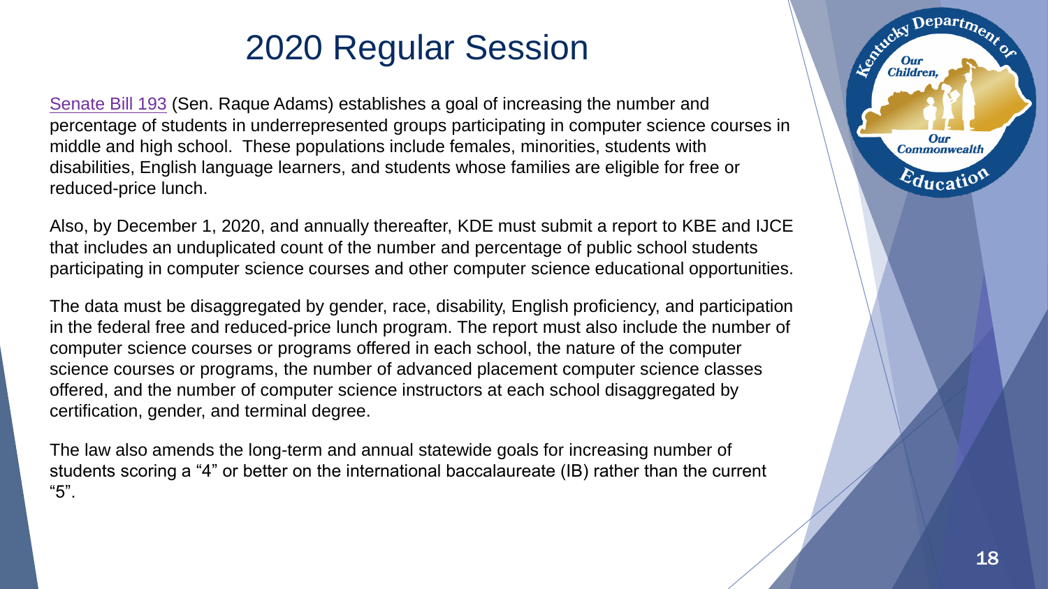# 2020 Regular Session

Senate Bill 193 (Sen. Raque Adams) establishes a goal of increasing the number and percentage of students in underrepresented groups participating in computer science courses in middle and high school. These populations include females, minorities, students with disabilities, English language learners, and students whose families are eligible for free or reduced-price lunch.

Also, by December 1, 2020, and annually thereafter, KDE must submit a report to KBE and IJCE that includes an unduplicated count of the number and percentage of public school students participating in computer science courses and other computer science educational opportunities.

The data must be disaggregated by gender, race, disability, English proficiency, and participation in the federal free and reduced-price lunch program. The report must also include the number of computer science courses or programs offered in each school, the nature of the computer science courses or programs, the number of advanced placement computer science classes offered, and the number of computer science instructors at each school disaggregated by certification, gender, and terminal degree.

The law also amends the long-term and annual statewide goals for increasing number of students scoring a "4" or better on the international baccalaureate (IB) rather than the current "5".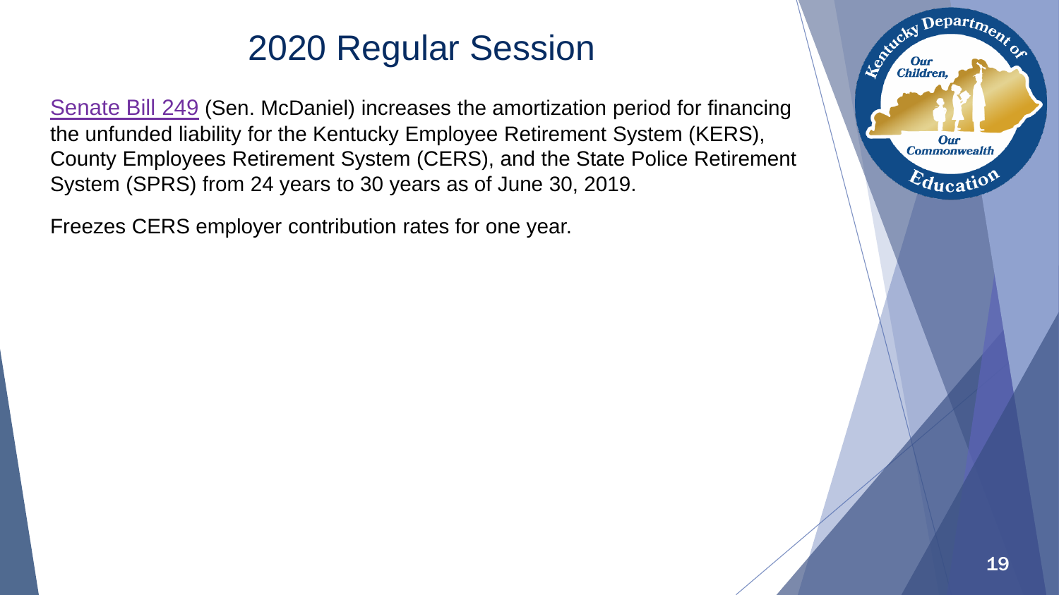# 2020 Regular Session

Senate Bill 249 (Sen. McDaniel) increases the amortization period for financing the unfunded liability for the Kentucky Employee Retirement System (KERS), County Employees Retirement System (CERS), and the State Police Retirement System (SPRS) from 24 years to 30 years as of June 30, 2019.

Freezes CERS employer contribution rates for one year.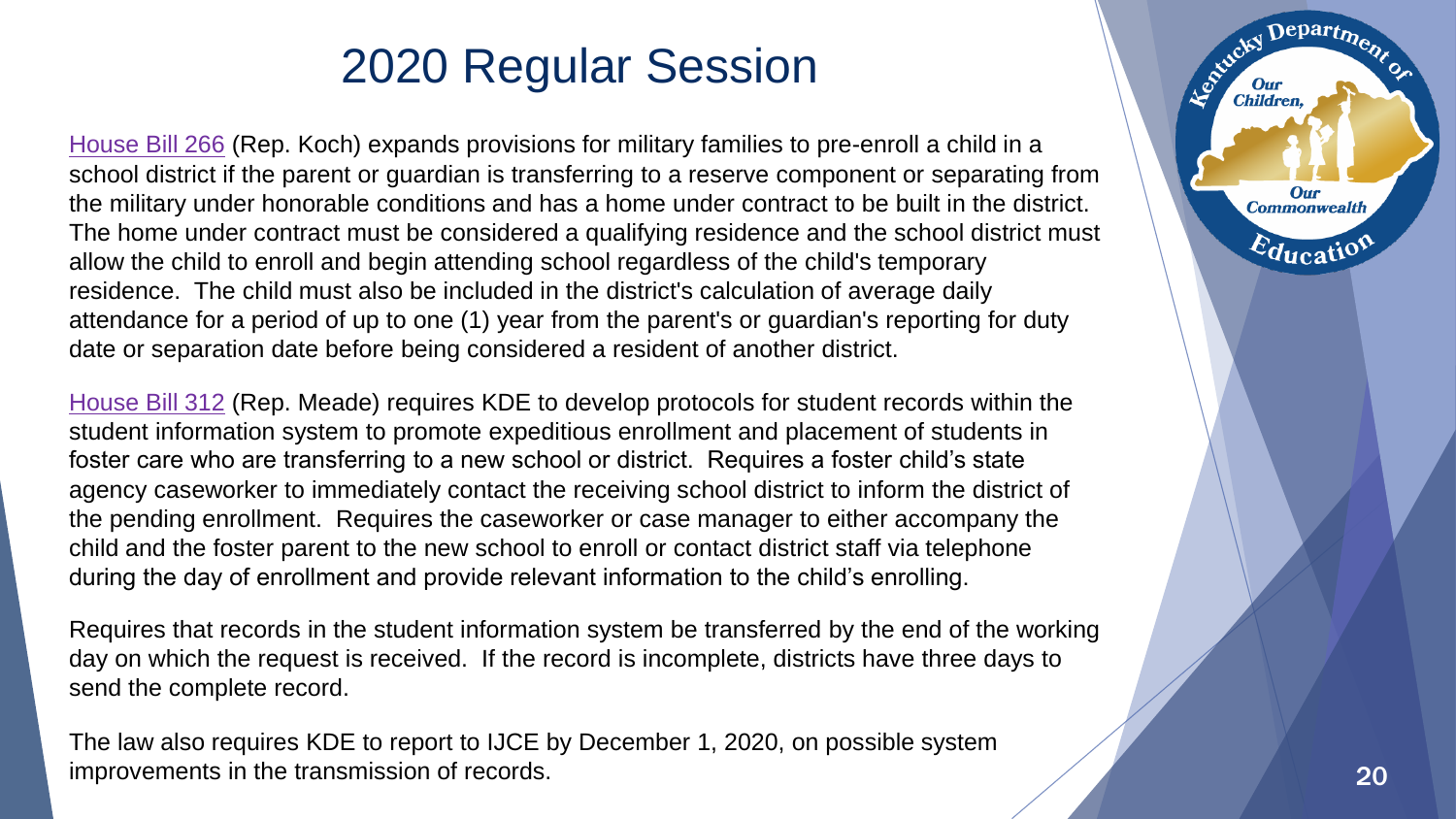# 2020 Regular Session

House Bill 266 (Rep. Koch) expands provisions for military families to pre-enroll a child in a school district if the parent or guardian is transferring to a reserve component or separating from the military under honorable conditions and has a home under contract to be built in the district. The home under contract must be considered a qualifying residence and the school district must allow the child to enroll and begin attending school regardless of the child's temporary residence. The child must also be included in the district's calculation of average daily attendance for a period of up to one (1) year from the parent's or guardian's reporting for duty date or separation date before being considered a resident of another district.

House Bill 312 (Rep. Meade) requires KDE to develop protocols for student records within the student information system to promote expeditious enrollment and placement of students in foster care who are transferring to a new school or district. Requires a foster child's state agency caseworker to immediately contact the receiving school district to inform the district of the pending enrollment. Requires the caseworker or case manager to either accompany the child and the foster parent to the new school to enroll or contact district staff via telephone during the day of enrollment and provide relevant information to the child's enrolling.

Requires that records in the student information system be transferred by the end of the working day on which the request is received. If the record is incomplete, districts have three days to send the complete record.

The law also requires KDE to report to IJCE by December 1, 2020, on possible system improvements in the transmission of records.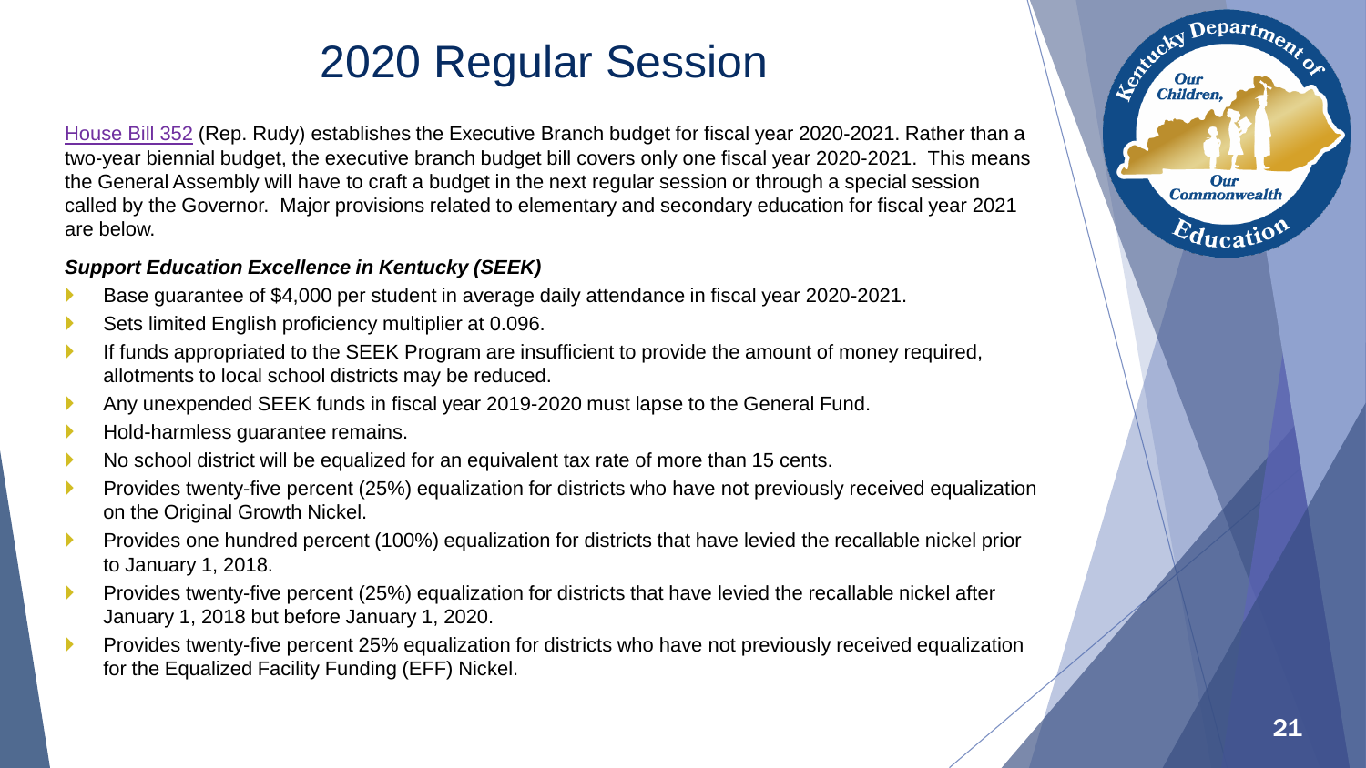# 2020 Regular Session

House Bill 352 (Rep. Rudy) establishes the Executive Branch budget for fiscal year 2020-2021. Rather than a two-year biennial budget, the executive branch budget bill covers only one fiscal year 2020-2021. This means the General Assembly will have to craft a budget in the next regular session or through a special session called by the Governor. Major provisions related to elementary and secondary education for fiscal year 2021 are below.

***Support Education Excellence in Kentucky (SEEK)***

- Base guarantee of $4,000 per student in average daily attendance in fiscal year 2020-2021.
- Sets limited English proficiency multiplier at 0.096.
- If funds appropriated to the SEEK Program are insufficient to provide the amount of money required, allotments to local school districts may be reduced.
- Any unexpended SEEK funds in fiscal year 2019-2020 must lapse to the General Fund.
- Hold-harmless guarantee remains.
- No school district will be equalized for an equivalent tax rate of more than 15 cents.
- Provides twenty-five percent (25%) equalization for districts who have not previously received equalization on the Original Growth Nickel.
- Provides one hundred percent (100%) equalization for districts that have levied the recallable nickel prior to January 1, 2018.
- Provides twenty-five percent (25%) equalization for districts that have levied the recallable nickel after January 1, 2018 but before January 1, 2020.
- Provides twenty-five percent 25% equalization for districts who have not previously received equalization for the Equalized Facility Funding (EFF) Nickel.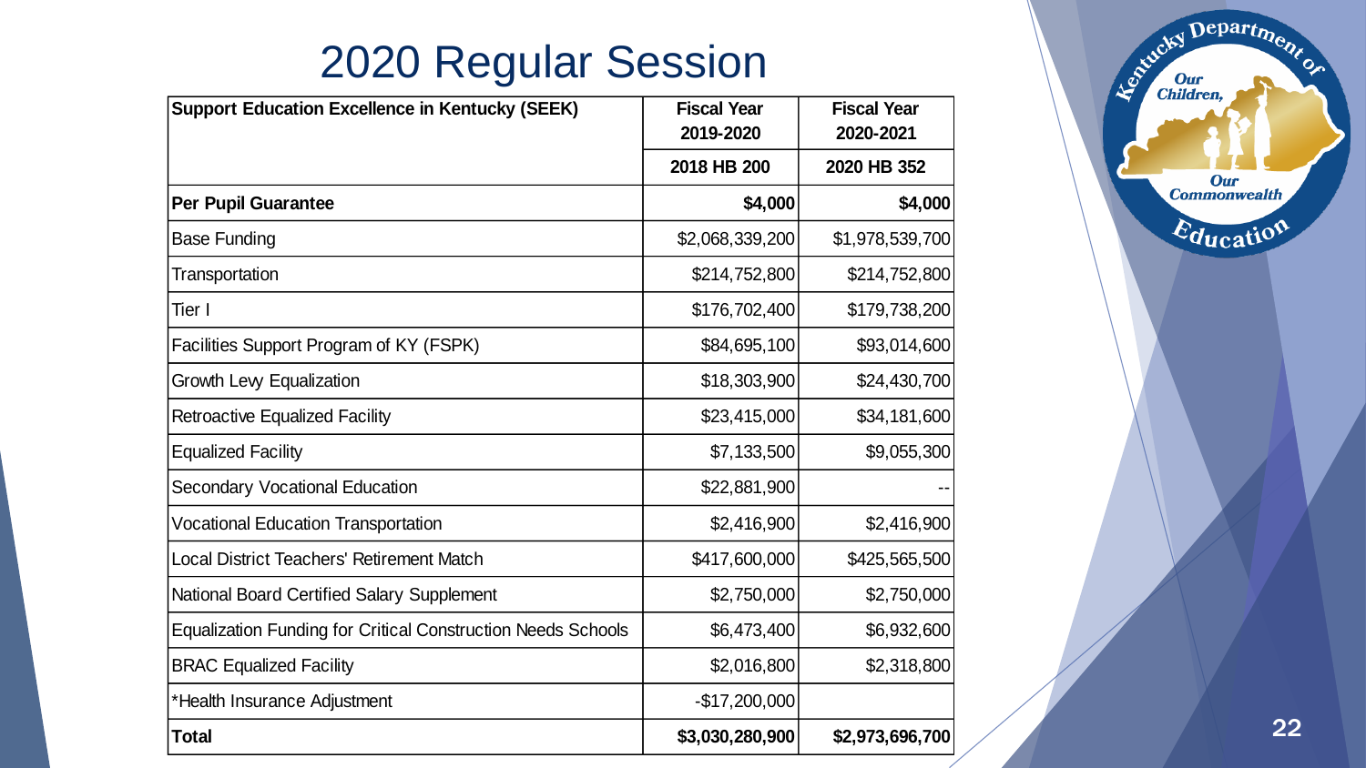# 2020 Regular Session

| Support Education Excellence in Kentucky (SEEK) | Fiscal Year 2019-2020 | Fiscal Year 2020-2021 |
|---|---|---|
| | 2018 HB 200 | 2020 HB 352 |
| **Per Pupil Guarantee** | **$4,000** | **$4,000** |
| Base Funding | $2,068,339,200 | $1,978,539,700 |
| Transportation | $214,752,800 | $214,752,800 |
| Tier I | $176,702,400 | $179,738,200 |
| Facilities Support Program of KY (FSPK) | $84,695,100 | $93,014,600 |
| Growth Levy Equalization | $18,303,900 | $24,430,700 |
| Retroactive Equalized Facility | $23,415,000 | $34,181,600 |
| Equalized Facility | $7,133,500 | $9,055,300 |
| Secondary Vocational Education | $22,881,900 | -- |
| Vocational Education Transportation | $2,416,900 | $2,416,900 |
| Local District Teachers' Retirement Match | $417,600,000 | $425,565,500 |
| National Board Certified Salary Supplement | $2,750,000 | $2,750,000 |
| Equalization Funding for Critical Construction Needs Schools | $6,473,400 | $6,932,600 |
| BRAC Equalized Facility | $2,016,800 | $2,318,800 |
| *Health Insurance Adjustment | -$17,200,000 | |
| **Total** | **$3,030,280,900** | **$2,973,696,700** |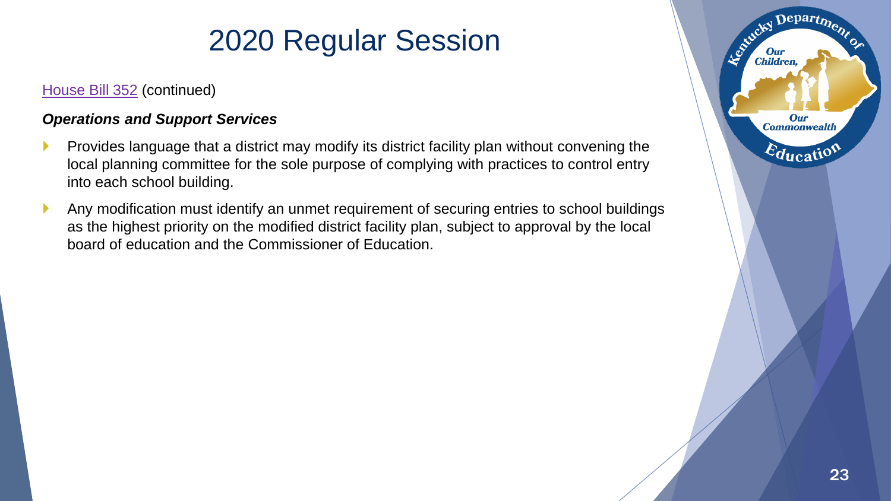# 2020 Regular Session

House Bill 352 (continued)

***Operations and Support Services***

- Provides language that a district may modify its district facility plan without convening the local planning committee for the sole purpose of complying with practices to control entry into each school building.
- Any modification must identify an unmet requirement of securing entries to school buildings as the highest priority on the modified district facility plan, subject to approval by the local board of education and the Commissioner of Education.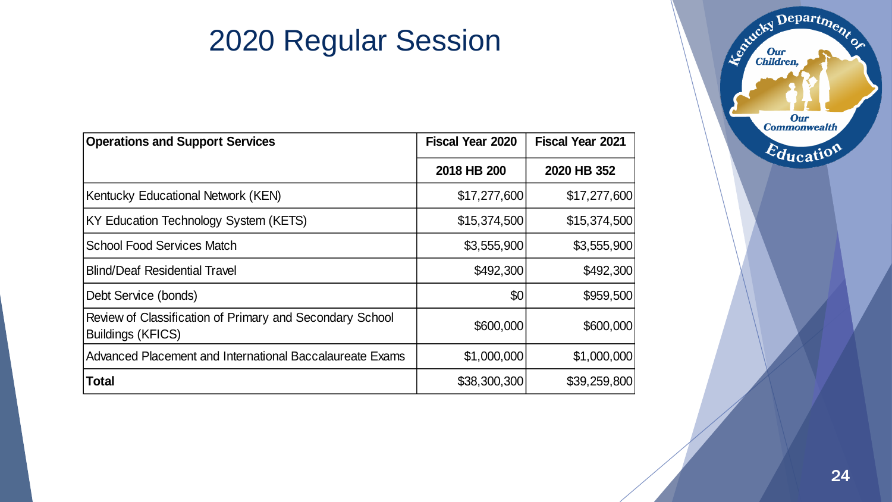# 2020 Regular Session

| Operations and Support Services | Fiscal Year 2020 | Fiscal Year 2021 |
|---|---|---|
| | 2018 HB 200 | 2020 HB 352 |
| Kentucky Educational Network (KEN) | $17,277,600 | $17,277,600 |
| KY Education Technology System (KETS) | $15,374,500 | $15,374,500 |
| School Food Services Match | $3,555,900 | $3,555,900 |
| Blind/Deaf Residential Travel | $492,300 | $492,300 |
| Debt Service (bonds) | $0 | $959,500 |
| Review of Classification of Primary and Secondary School Buildings (KFICS) | $600,000 | $600,000 |
| Advanced Placement and International Baccalaureate Exams | $1,000,000 | $1,000,000 |
| **Total** | $38,300,300 | $39,259,800 |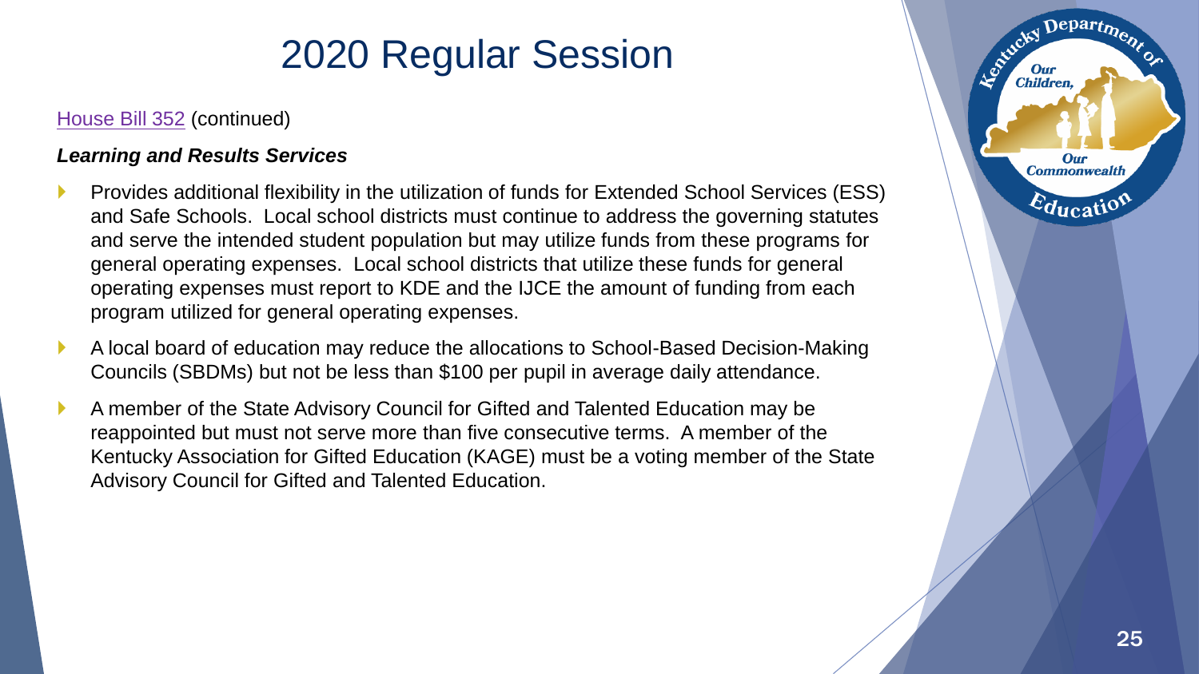# 2020 Regular Session

House Bill 352 (continued)

***Learning and Results Services***

- Provides additional flexibility in the utilization of funds for Extended School Services (ESS) and Safe Schools. Local school districts must continue to address the governing statutes and serve the intended student population but may utilize funds from these programs for general operating expenses. Local school districts that utilize these funds for general operating expenses must report to KDE and the IJCE the amount of funding from each program utilized for general operating expenses.
- A local board of education may reduce the allocations to School-Based Decision-Making Councils (SBDMs) but not be less than $100 per pupil in average daily attendance.
- A member of the State Advisory Council for Gifted and Talented Education may be reappointed but must not serve more than five consecutive terms. A member of the Kentucky Association for Gifted Education (KAGE) must be a voting member of the State Advisory Council for Gifted and Talented Education.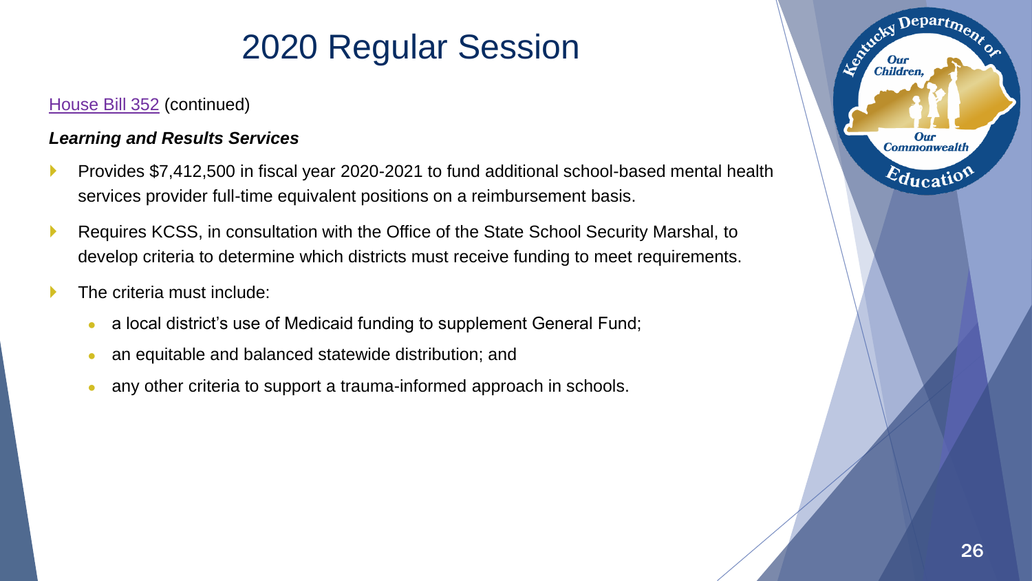# 2020 Regular Session

House Bill 352 (continued)

***Learning and Results Services***

- Provides $7,412,500 in fiscal year 2020-2021 to fund additional school-based mental health services provider full-time equivalent positions on a reimbursement basis.
- Requires KCSS, in consultation with the Office of the State School Security Marshal, to develop criteria to determine which districts must receive funding to meet requirements.
- The criteria must include:
  - a local district's use of Medicaid funding to supplement General Fund;
  - an equitable and balanced statewide distribution; and
  - any other criteria to support a trauma-informed approach in schools.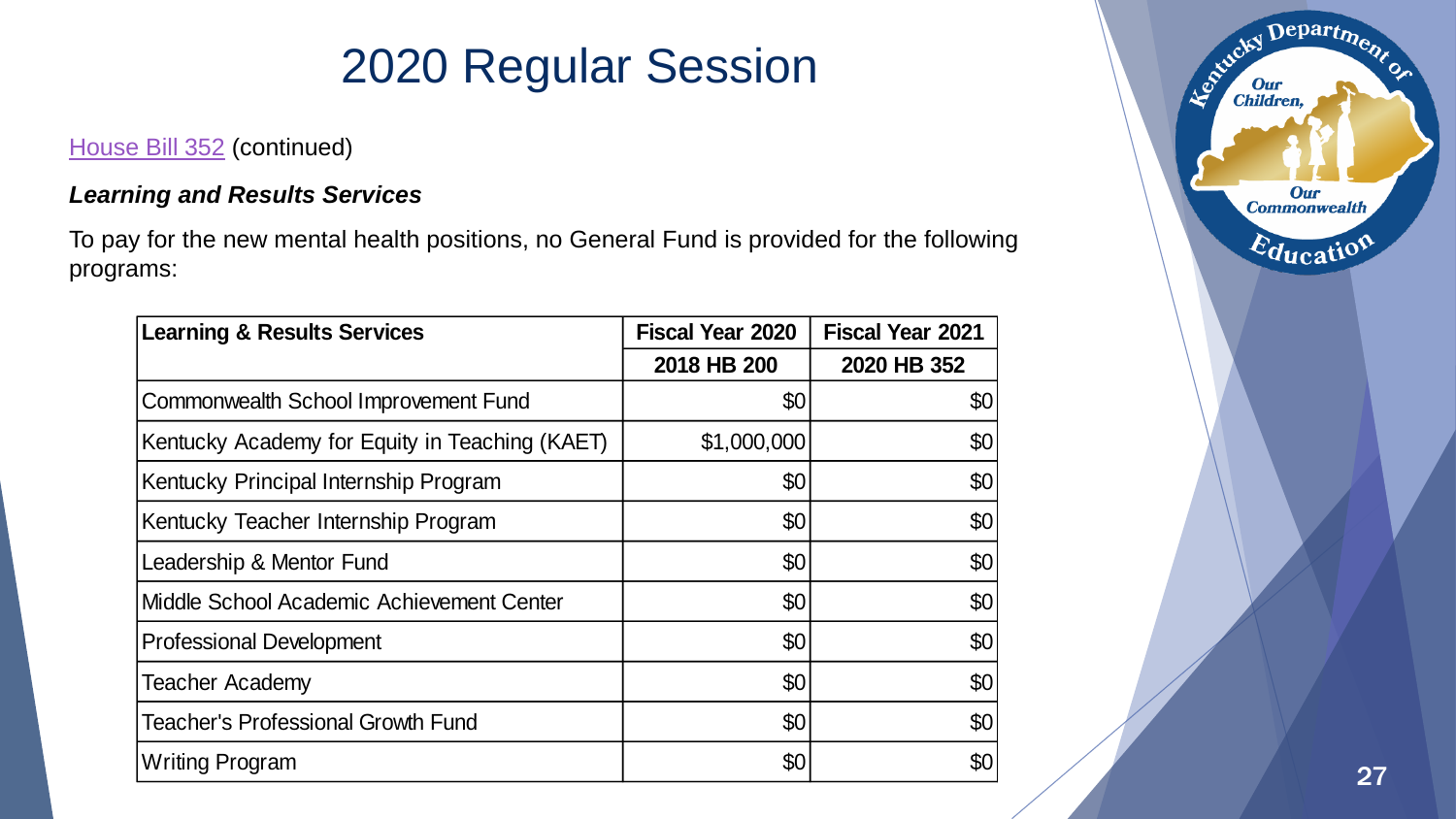# 2020 Regular Session

House Bill 352 (continued)

***Learning and Results Services***

To pay for the new mental health positions, no General Fund is provided for the following programs:

| Learning & Results Services | Fiscal Year 2020 | Fiscal Year 2021 |
|---|---|---|
| | 2018 HB 200 | 2020 HB 352 |
| Commonwealth School Improvement Fund | $0 | $0 |
| Kentucky Academy for Equity in Teaching (KAET) | $1,000,000 | $0 |
| Kentucky Principal Internship Program | $0 | $0 |
| Kentucky Teacher Internship Program | $0 | $0 |
| Leadership & Mentor Fund | $0 | $0 |
| Middle School Academic Achievement Center | $0 | $0 |
| Professional Development | $0 | $0 |
| Teacher Academy | $0 | $0 |
| Teacher's Professional Growth Fund | $0 | $0 |
| Writing Program | $0 | $0 |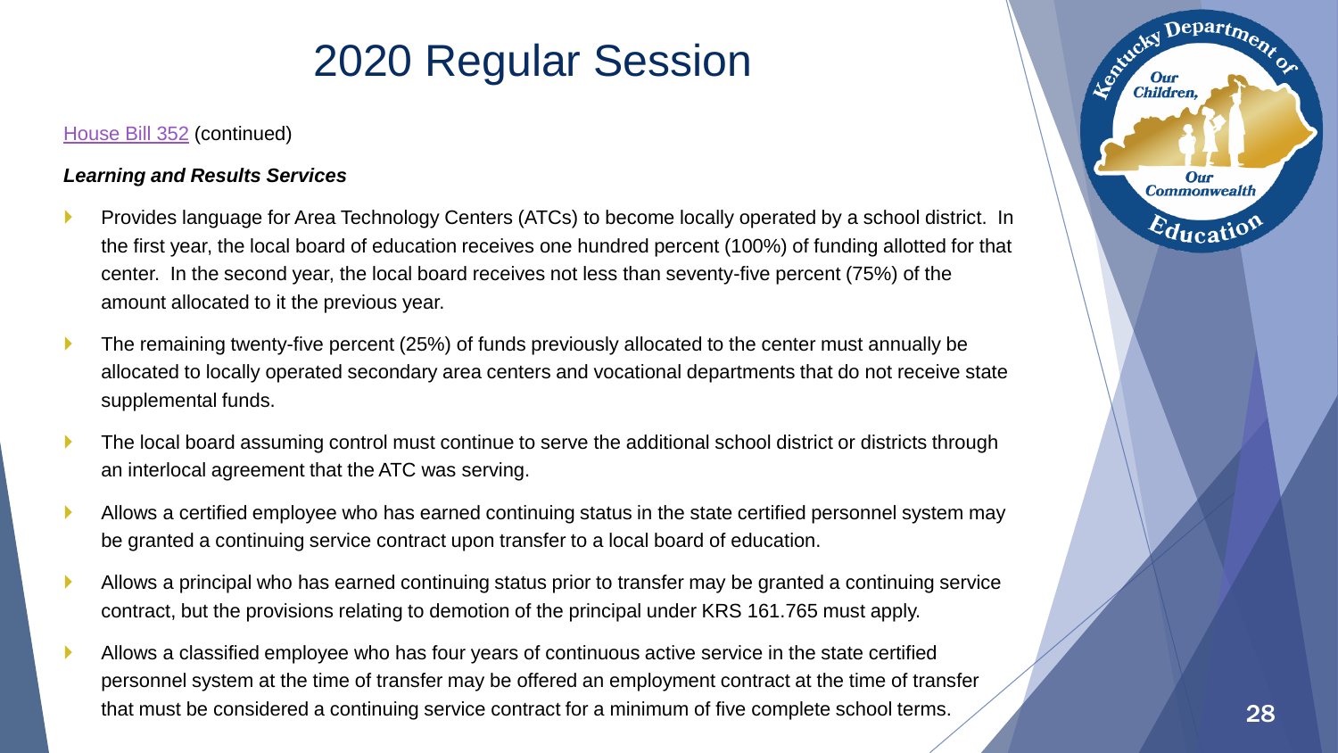# 2020 Regular Session

House Bill 352 (continued)

***Learning and Results Services***

- Provides language for Area Technology Centers (ATCs) to become locally operated by a school district. In the first year, the local board of education receives one hundred percent (100%) of funding allotted for that center. In the second year, the local board receives not less than seventy-five percent (75%) of the amount allocated to it the previous year.
- The remaining twenty-five percent (25%) of funds previously allocated to the center must annually be allocated to locally operated secondary area centers and vocational departments that do not receive state supplemental funds.
- The local board assuming control must continue to serve the additional school district or districts through an interlocal agreement that the ATC was serving.
- Allows a certified employee who has earned continuing status in the state certified personnel system may be granted a continuing service contract upon transfer to a local board of education.
- Allows a principal who has earned continuing status prior to transfer may be granted a continuing service contract, but the provisions relating to demotion of the principal under KRS 161.765 must apply.
- Allows a classified employee who has four years of continuous active service in the state certified personnel system at the time of transfer may be offered an employment contract at the time of transfer that must be considered a continuing service contract for a minimum of five complete school terms.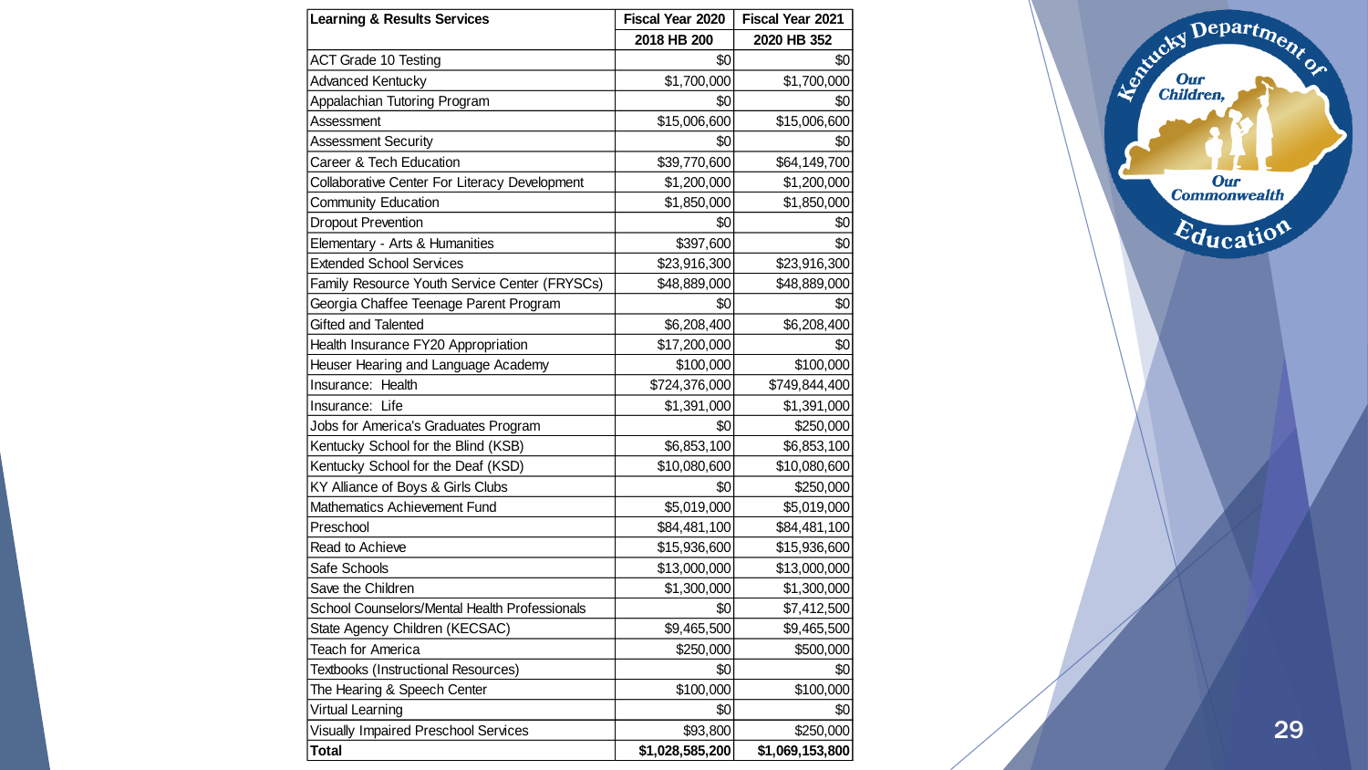| Learning & Results Services | Fiscal Year 2020 | Fiscal Year 2021 |
|---|---|---|
| | 2018 HB 200 | 2020 HB 352 |
| ACT Grade 10 Testing | $0 | $0 |
| Advanced Kentucky | $1,700,000 | $1,700,000 |
| Appalachian Tutoring Program | $0 | $0 |
| Assessment | $15,006,600 | $15,006,600 |
| Assessment Security | $0 | $0 |
| Career & Tech Education | $39,770,600 | $64,149,700 |
| Collaborative Center For Literacy Development | $1,200,000 | $1,200,000 |
| Community Education | $1,850,000 | $1,850,000 |
| Dropout Prevention | $0 | $0 |
| Elementary - Arts & Humanities | $397,600 | $0 |
| Extended School Services | $23,916,300 | $23,916,300 |
| Family Resource Youth Service Center (FRYSCs) | $48,889,000 | $48,889,000 |
| Georgia Chaffee Teenage Parent Program | $0 | $0 |
| Gifted and Talented | $6,208,400 | $6,208,400 |
| Health Insurance FY20 Appropriation | $17,200,000 | $0 |
| Heuser Hearing and Language Academy | $100,000 | $100,000 |
| Insurance: Health | $724,376,000 | $749,844,400 |
| Insurance: Life | $1,391,000 | $1,391,000 |
| Jobs for America's Graduates Program | $0 | $250,000 |
| Kentucky School for the Blind (KSB) | $6,853,100 | $6,853,100 |
| Kentucky School for the Deaf (KSD) | $10,080,600 | $10,080,600 |
| KY Alliance of Boys & Girls Clubs | $0 | $250,000 |
| Mathematics Achievement Fund | $5,019,000 | $5,019,000 |
| Preschool | $84,481,100 | $84,481,100 |
| Read to Achieve | $15,936,600 | $15,936,600 |
| Safe Schools | $13,000,000 | $13,000,000 |
| Save the Children | $1,300,000 | $1,300,000 |
| School Counselors/Mental Health Professionals | $0 | $7,412,500 |
| State Agency Children (KECSAC) | $9,465,500 | $9,465,500 |
| Teach for America | $250,000 | $500,000 |
| Textbooks (Instructional Resources) | $0 | $0 |
| The Hearing & Speech Center | $100,000 | $100,000 |
| Virtual Learning | $0 | $0 |
| Visually Impaired Preschool Services | $93,800 | $250,000 |
| **Total** | **$1,028,585,200** | **$1,069,153,800** |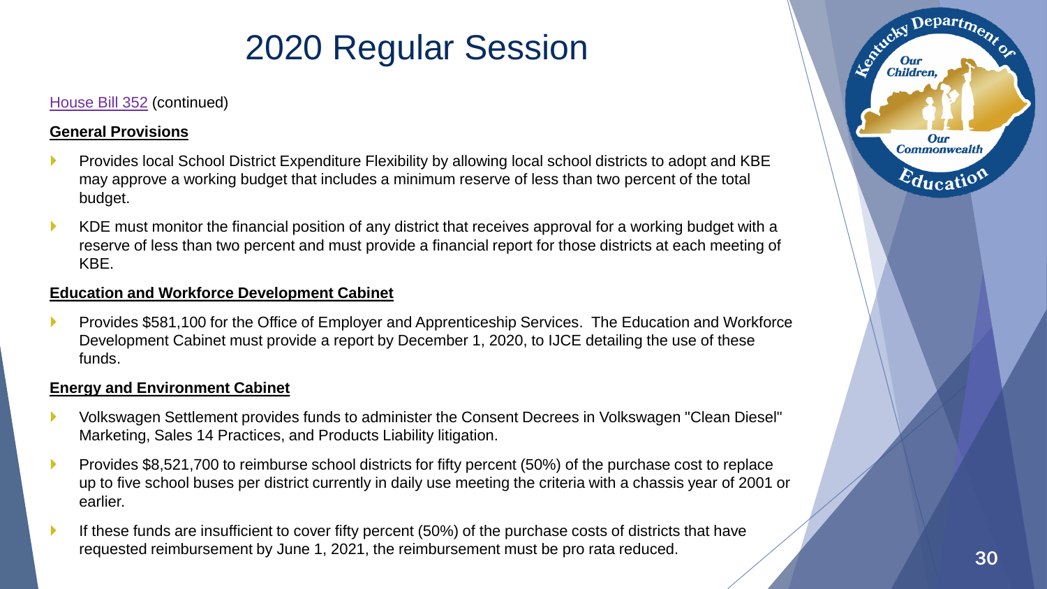# 2020 Regular Session

House Bill 352 (continued)

**General Provisions**

- Provides local School District Expenditure Flexibility by allowing local school districts to adopt and KBE may approve a working budget that includes a minimum reserve of less than two percent of the total budget.
- KDE must monitor the financial position of any district that receives approval for a working budget with a reserve of less than two percent and must provide a financial report for those districts at each meeting of KBE.

**Education and Workforce Development Cabinet**

- Provides $581,100 for the Office of Employer and Apprenticeship Services. The Education and Workforce Development Cabinet must provide a report by December 1, 2020, to IJCE detailing the use of these funds.

**Energy and Environment Cabinet**

- Volkswagen Settlement provides funds to administer the Consent Decrees in Volkswagen "Clean Diesel" Marketing, Sales 14 Practices, and Products Liability litigation.
- Provides $8,521,700 to reimburse school districts for fifty percent (50%) of the purchase cost to replace up to five school buses per district currently in daily use meeting the criteria with a chassis year of 2001 or earlier.
- If these funds are insufficient to cover fifty percent (50%) of the purchase costs of districts that have requested reimbursement by June 1, 2021, the reimbursement must be pro rata reduced.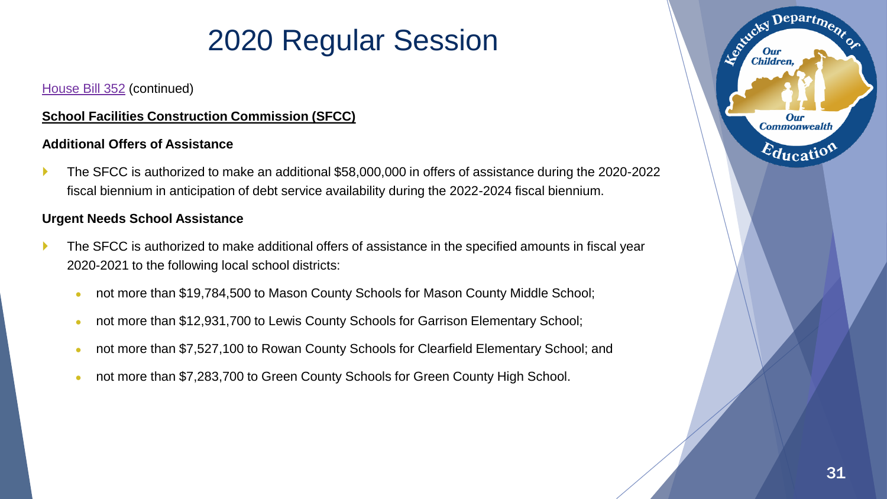# 2020 Regular Session

House Bill 352 (continued)

**School Facilities Construction Commission (SFCC)**

**Additional Offers of Assistance**

- The SFCC is authorized to make an additional $58,000,000 in offers of assistance during the 2020-2022 fiscal biennium in anticipation of debt service availability during the 2022-2024 fiscal biennium.

**Urgent Needs School Assistance**

- The SFCC is authorized to make additional offers of assistance in the specified amounts in fiscal year 2020-2021 to the following local school districts:
  - not more than $19,784,500 to Mason County Schools for Mason County Middle School;
  - not more than $12,931,700 to Lewis County Schools for Garrison Elementary School;
  - not more than $7,527,100 to Rowan County Schools for Clearfield Elementary School; and
  - not more than $7,283,700 to Green County Schools for Green County High School.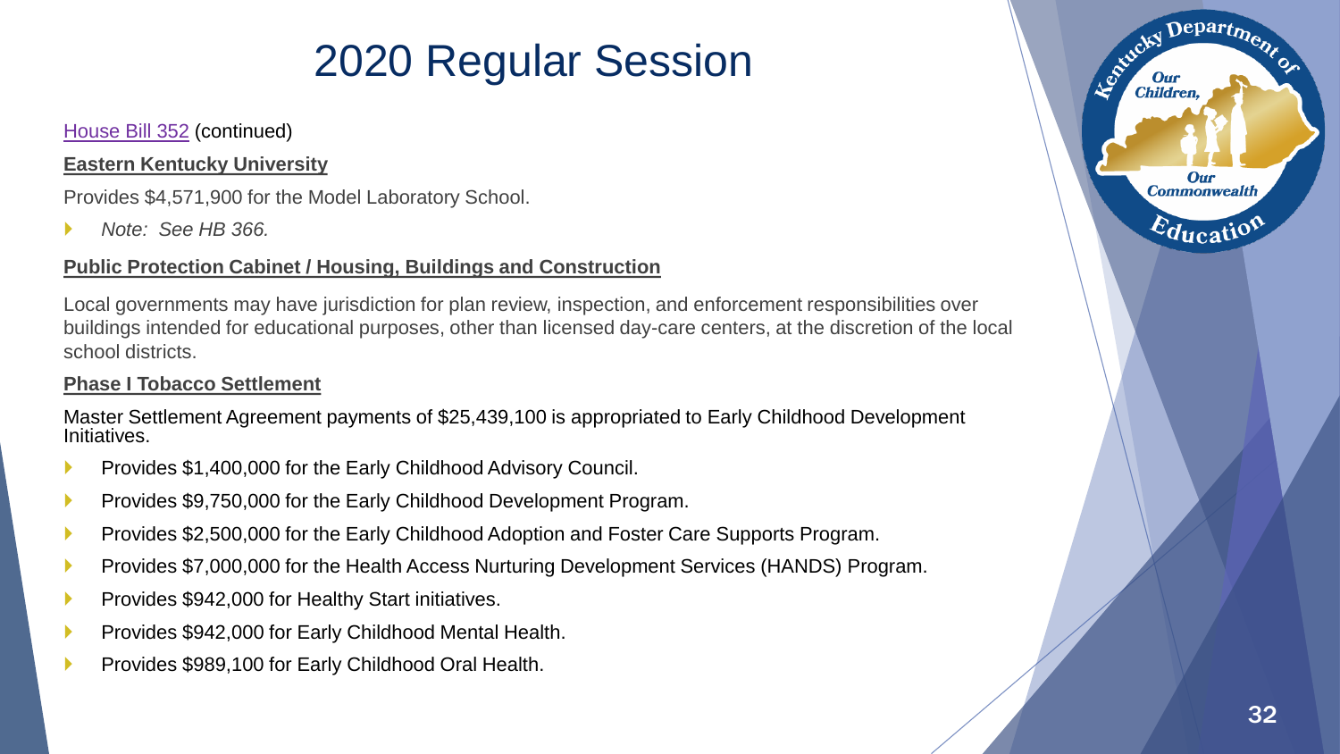# 2020 Regular Session

House Bill 352 (continued)

**Eastern Kentucky University**

Provides $4,571,900 for the Model Laboratory School.

- *Note: See HB 366.*

**Public Protection Cabinet / Housing, Buildings and Construction**

Local governments may have jurisdiction for plan review, inspection, and enforcement responsibilities over buildings intended for educational purposes, other than licensed day-care centers, at the discretion of the local school districts.

**Phase I Tobacco Settlement**

Master Settlement Agreement payments of $25,439,100 is appropriated to Early Childhood Development Initiatives.

- Provides $1,400,000 for the Early Childhood Advisory Council.
- Provides $9,750,000 for the Early Childhood Development Program.
- Provides $2,500,000 for the Early Childhood Adoption and Foster Care Supports Program.
- Provides $7,000,000 for the Health Access Nurturing Development Services (HANDS) Program.
- Provides $942,000 for Healthy Start initiatives.
- Provides $942,000 for Early Childhood Mental Health.
- Provides $989,100 for Early Childhood Oral Health.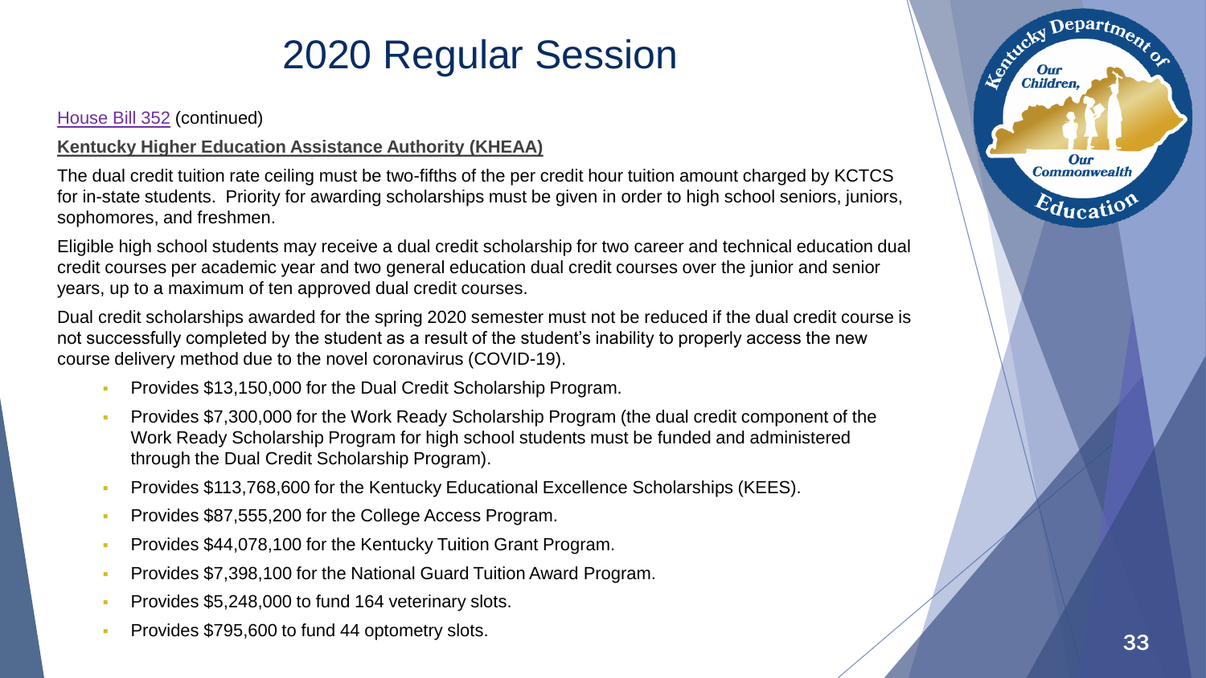# 2020 Regular Session

House Bill 352 (continued)

**Kentucky Higher Education Assistance Authority (KHEAA)**

The dual credit tuition rate ceiling must be two-fifths of the per credit hour tuition amount charged by KCTCS for in-state students. Priority for awarding scholarships must be given in order to high school seniors, juniors, sophomores, and freshmen.

Eligible high school students may receive a dual credit scholarship for two career and technical education dual credit courses per academic year and two general education dual credit courses over the junior and senior years, up to a maximum of ten approved dual credit courses.

Dual credit scholarships awarded for the spring 2020 semester must not be reduced if the dual credit course is not successfully completed by the student as a result of the student's inability to properly access the new course delivery method due to the novel coronavirus (COVID-19).

- Provides $13,150,000 for the Dual Credit Scholarship Program.
- Provides $7,300,000 for the Work Ready Scholarship Program (the dual credit component of the Work Ready Scholarship Program for high school students must be funded and administered through the Dual Credit Scholarship Program).
- Provides $113,768,600 for the Kentucky Educational Excellence Scholarships (KEES).
- Provides $87,555,200 for the College Access Program.
- Provides $44,078,100 for the Kentucky Tuition Grant Program.
- Provides $7,398,100 for the National Guard Tuition Award Program.
- Provides $5,248,000 to fund 164 veterinary slots.
- Provides $795,600 to fund 44 optometry slots.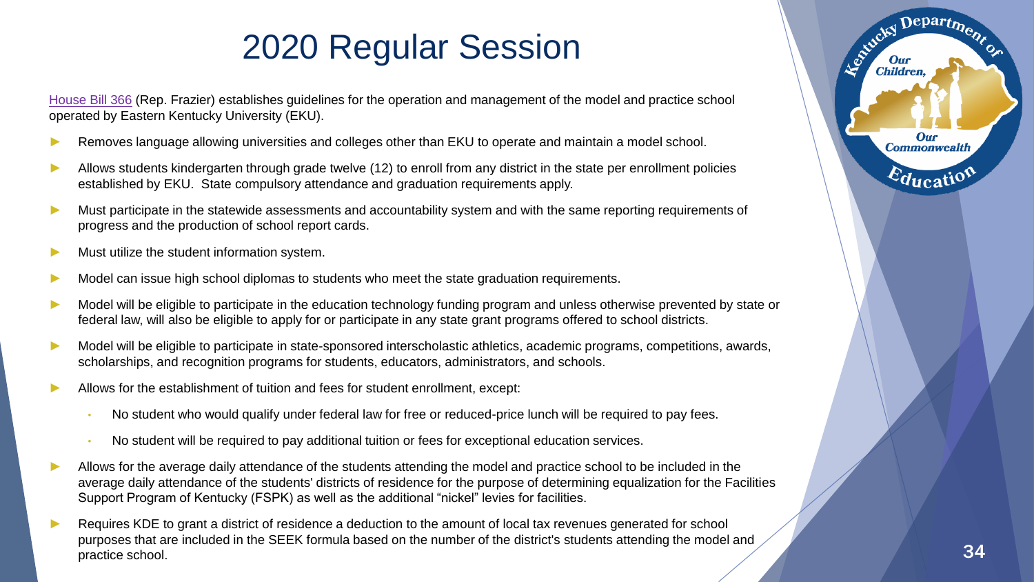# 2020 Regular Session

House Bill 366 (Rep. Frazier) establishes guidelines for the operation and management of the model and practice school operated by Eastern Kentucky University (EKU).

- Removes language allowing universities and colleges other than EKU to operate and maintain a model school.
- Allows students kindergarten through grade twelve (12) to enroll from any district in the state per enrollment policies established by EKU. State compulsory attendance and graduation requirements apply.
- Must participate in the statewide assessments and accountability system and with the same reporting requirements of progress and the production of school report cards.
- Must utilize the student information system.
- Model can issue high school diplomas to students who meet the state graduation requirements.
- Model will be eligible to participate in the education technology funding program and unless otherwise prevented by state or federal law, will also be eligible to apply for or participate in any state grant programs offered to school districts.
- Model will be eligible to participate in state-sponsored interscholastic athletics, academic programs, competitions, awards, scholarships, and recognition programs for students, educators, administrators, and schools.
- Allows for the establishment of tuition and fees for student enrollment, except:
  - No student who would qualify under federal law for free or reduced-price lunch will be required to pay fees.
  - No student will be required to pay additional tuition or fees for exceptional education services.
- Allows for the average daily attendance of the students attending the model and practice school to be included in the average daily attendance of the students' districts of residence for the purpose of determining equalization for the Facilities Support Program of Kentucky (FSPK) as well as the additional "nickel" levies for facilities.
- Requires KDE to grant a district of residence a deduction to the amount of local tax revenues generated for school purposes that are included in the SEEK formula based on the number of the district's students attending the model and practice school.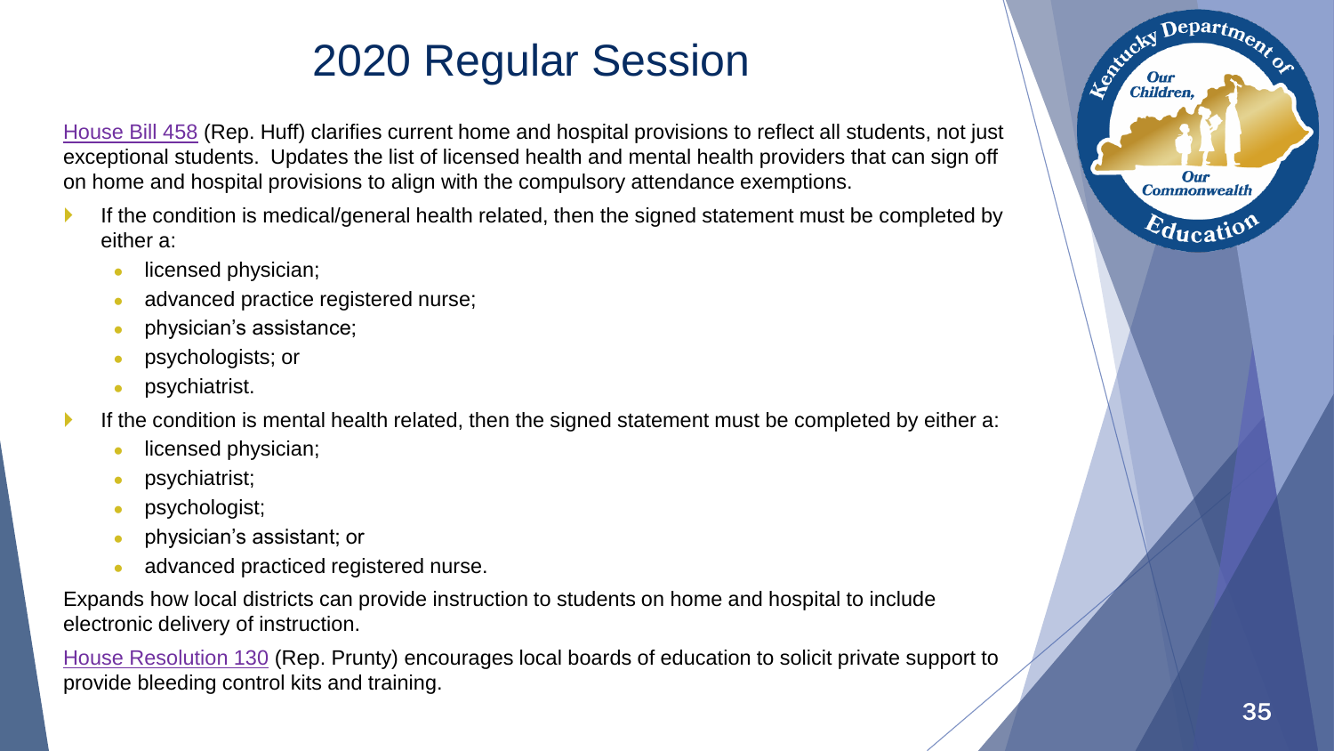# 2020 Regular Session

House Bill 458 (Rep. Huff) clarifies current home and hospital provisions to reflect all students, not just exceptional students. Updates the list of licensed health and mental health providers that can sign off on home and hospital provisions to align with the compulsory attendance exemptions.

- If the condition is medical/general health related, then the signed statement must be completed by either a:
  - licensed physician;
  - advanced practice registered nurse;
  - physician's assistance;
  - psychologists; or
  - psychiatrist.
- If the condition is mental health related, then the signed statement must be completed by either a:
  - licensed physician;
  - psychiatrist;
  - psychologist;
  - physician's assistant; or
  - advanced practiced registered nurse.

Expands how local districts can provide instruction to students on home and hospital to include electronic delivery of instruction.

House Resolution 130 (Rep. Prunty) encourages local boards of education to solicit private support to provide bleeding control kits and training.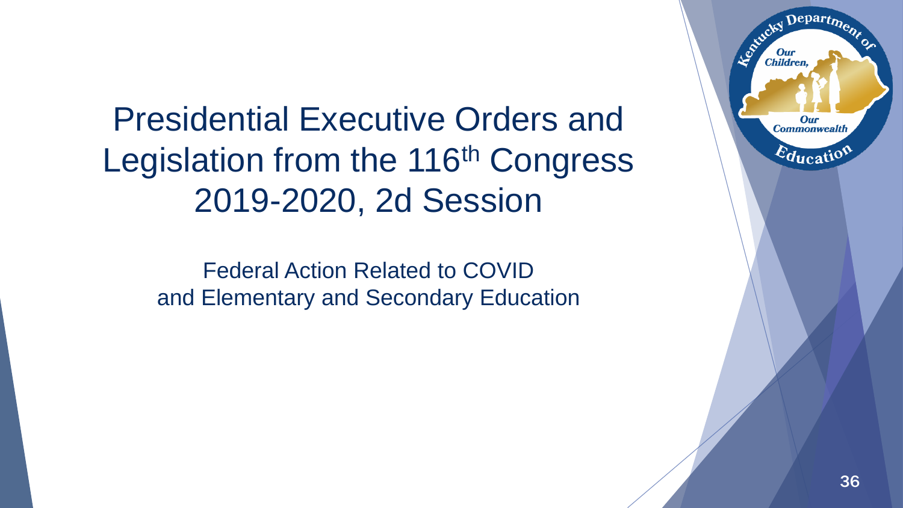# Presidential Executive Orders and Legislation from the 116th Congress 2019-2020, 2d Session

Federal Action Related to COVID and Elementary and Secondary Education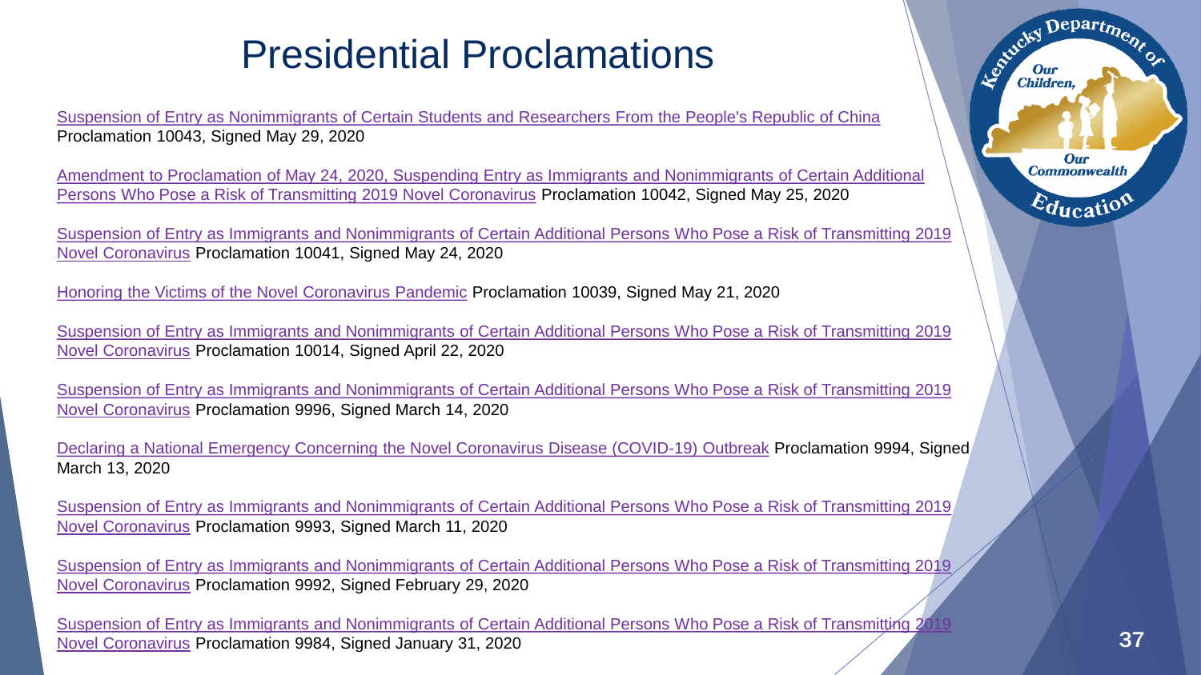# Presidential Proclamations

Suspension of Entry as Nonimmigrants of Certain Students and Researchers From the People's Republic of China Proclamation 10043, Signed May 29, 2020

Amendment to Proclamation of May 24, 2020, Suspending Entry as Immigrants and Nonimmigrants of Certain Additional Persons Who Pose a Risk of Transmitting 2019 Novel Coronavirus Proclamation 10042, Signed May 25, 2020

Suspension of Entry as Immigrants and Nonimmigrants of Certain Additional Persons Who Pose a Risk of Transmitting 2019 Novel Coronavirus Proclamation 10041, Signed May 24, 2020

Honoring the Victims of the Novel Coronavirus Pandemic Proclamation 10039, Signed May 21, 2020

Suspension of Entry as Immigrants and Nonimmigrants of Certain Additional Persons Who Pose a Risk of Transmitting 2019 Novel Coronavirus Proclamation 10014, Signed April 22, 2020

Suspension of Entry as Immigrants and Nonimmigrants of Certain Additional Persons Who Pose a Risk of Transmitting 2019 Novel Coronavirus Proclamation 9996, Signed March 14, 2020

Declaring a National Emergency Concerning the Novel Coronavirus Disease (COVID-19) Outbreak Proclamation 9994, Signed March 13, 2020

Suspension of Entry as Immigrants and Nonimmigrants of Certain Additional Persons Who Pose a Risk of Transmitting 2019 Novel Coronavirus Proclamation 9993, Signed March 11, 2020

Suspension of Entry as Immigrants and Nonimmigrants of Certain Additional Persons Who Pose a Risk of Transmitting 2019 Novel Coronavirus Proclamation 9992, Signed February 29, 2020

Suspension of Entry as Immigrants and Nonimmigrants of Certain Additional Persons Who Pose a Risk of Transmitting 2019 Novel Coronavirus Proclamation 9984, Signed January 31, 2020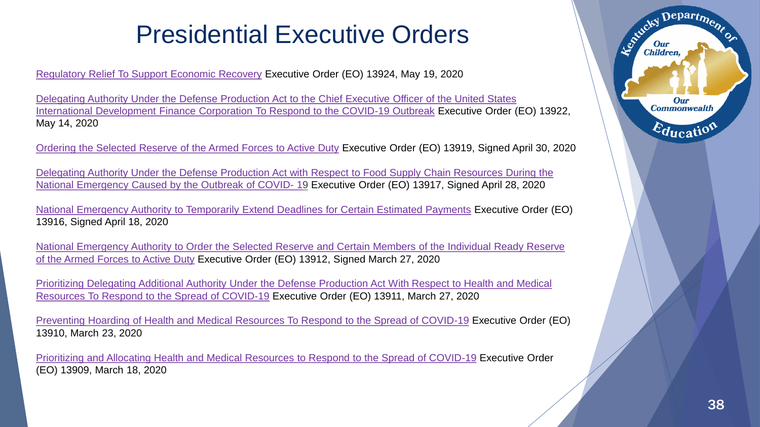# Presidential Executive Orders

Regulatory Relief To Support Economic Recovery Executive Order (EO) 13924, May 19, 2020

Delegating Authority Under the Defense Production Act to the Chief Executive Officer of the United States International Development Finance Corporation To Respond to the COVID-19 Outbreak Executive Order (EO) 13922, May 14, 2020

Ordering the Selected Reserve of the Armed Forces to Active Duty Executive Order (EO) 13919, Signed April 30, 2020

Delegating Authority Under the Defense Production Act with Respect to Food Supply Chain Resources During the National Emergency Caused by the Outbreak of COVID- 19 Executive Order (EO) 13917, Signed April 28, 2020

National Emergency Authority to Temporarily Extend Deadlines for Certain Estimated Payments Executive Order (EO) 13916, Signed April 18, 2020

National Emergency Authority to Order the Selected Reserve and Certain Members of the Individual Ready Reserve of the Armed Forces to Active Duty Executive Order (EO) 13912, Signed March 27, 2020

Prioritizing Delegating Additional Authority Under the Defense Production Act With Respect to Health and Medical Resources To Respond to the Spread of COVID-19 Executive Order (EO) 13911, March 27, 2020

Preventing Hoarding of Health and Medical Resources To Respond to the Spread of COVID-19 Executive Order (EO) 13910, March 23, 2020

Prioritizing and Allocating Health and Medical Resources to Respond to the Spread of COVID-19 Executive Order (EO) 13909, March 18, 2020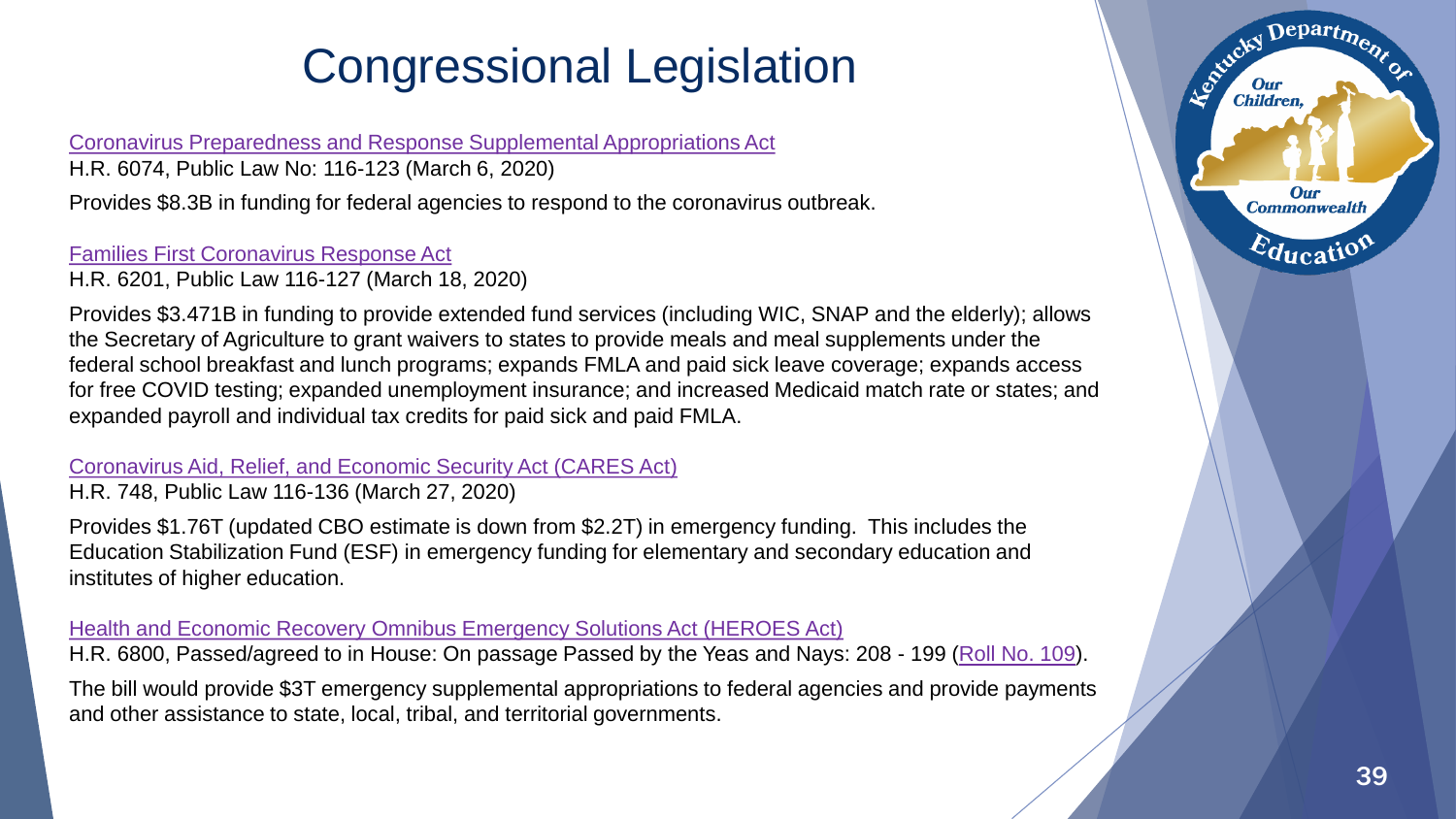# Congressional Legislation

[Coronavirus Preparedness and Response Supplemental Appropriations Act](#)
H.R. 6074, Public Law No: 116-123 (March 6, 2020)

Provides $8.3B in funding for federal agencies to respond to the coronavirus outbreak.

[Families First Coronavirus Response Act](#)
H.R. 6201, Public Law 116-127 (March 18, 2020)

Provides $3.471B in funding to provide extended fund services (including WIC, SNAP and the elderly); allows the Secretary of Agriculture to grant waivers to states to provide meals and meal supplements under the federal school breakfast and lunch programs; expands FMLA and paid sick leave coverage; expands access for free COVID testing; expanded unemployment insurance; and increased Medicaid match rate or states; and expanded payroll and individual tax credits for paid sick and paid FMLA.

[Coronavirus Aid, Relief, and Economic Security Act (CARES Act)](#)
H.R. 748, Public Law 116-136 (March 27, 2020)

Provides $1.76T (updated CBO estimate is down from $2.2T) in emergency funding. This includes the Education Stabilization Fund (ESF) in emergency funding for elementary and secondary education and institutes of higher education.

[Health and Economic Recovery Omnibus Emergency Solutions Act (HEROES Act)](#)
H.R. 6800, Passed/agreed to in House: On passage Passed by the Yeas and Nays: 208 - 199 ([Roll No. 109](#)).

The bill would provide $3T emergency supplemental appropriations to federal agencies and provide payments and other assistance to state, local, tribal, and territorial governments.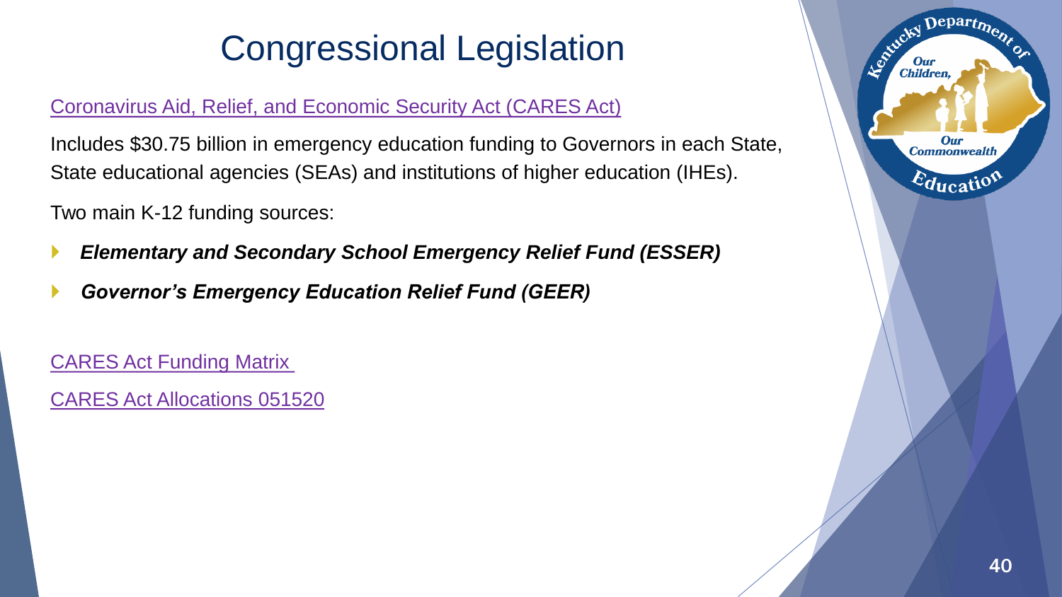# Congressional Legislation

Coronavirus Aid, Relief, and Economic Security Act (CARES Act)

Includes $30.75 billion in emergency education funding to Governors in each State, State educational agencies (SEAs) and institutions of higher education (IHEs).

Two main K-12 funding sources:

- ***Elementary and Secondary School Emergency Relief Fund (ESSER)***
- ***Governor's Emergency Education Relief Fund (GEER)***

CARES Act Funding Matrix

CARES Act Allocations 051520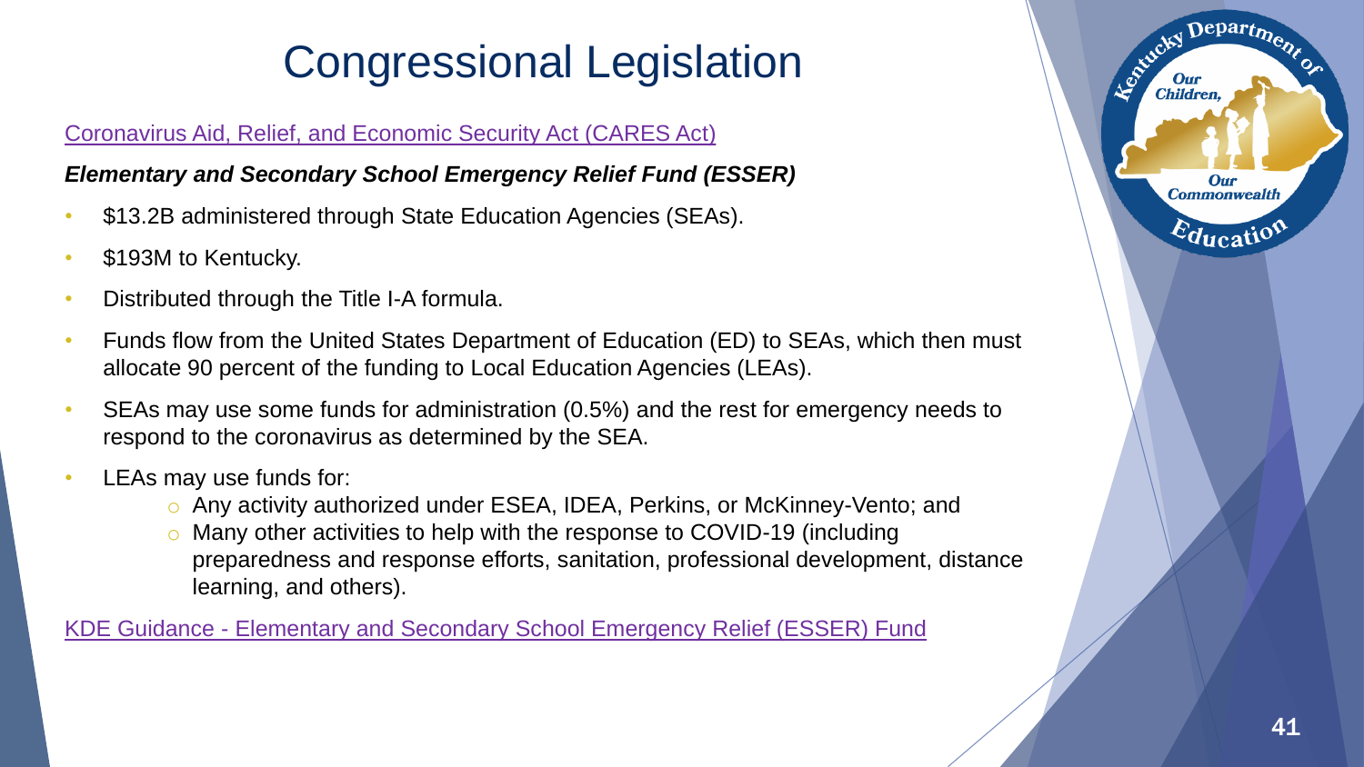# Congressional Legislation

Coronavirus Aid, Relief, and Economic Security Act (CARES Act)

***Elementary and Secondary School Emergency Relief Fund (ESSER)***

- $13.2B administered through State Education Agencies (SEAs).
- $193M to Kentucky.
- Distributed through the Title I-A formula.
- Funds flow from the United States Department of Education (ED) to SEAs, which then must allocate 90 percent of the funding to Local Education Agencies (LEAs).
- SEAs may use some funds for administration (0.5%) and the rest for emergency needs to respond to the coronavirus as determined by the SEA.
- LEAs may use funds for:
  - Any activity authorized under ESEA, IDEA, Perkins, or McKinney-Vento; and
  - Many other activities to help with the response to COVID-19 (including preparedness and response efforts, sanitation, professional development, distance learning, and others).

KDE Guidance - Elementary and Secondary School Emergency Relief (ESSER) Fund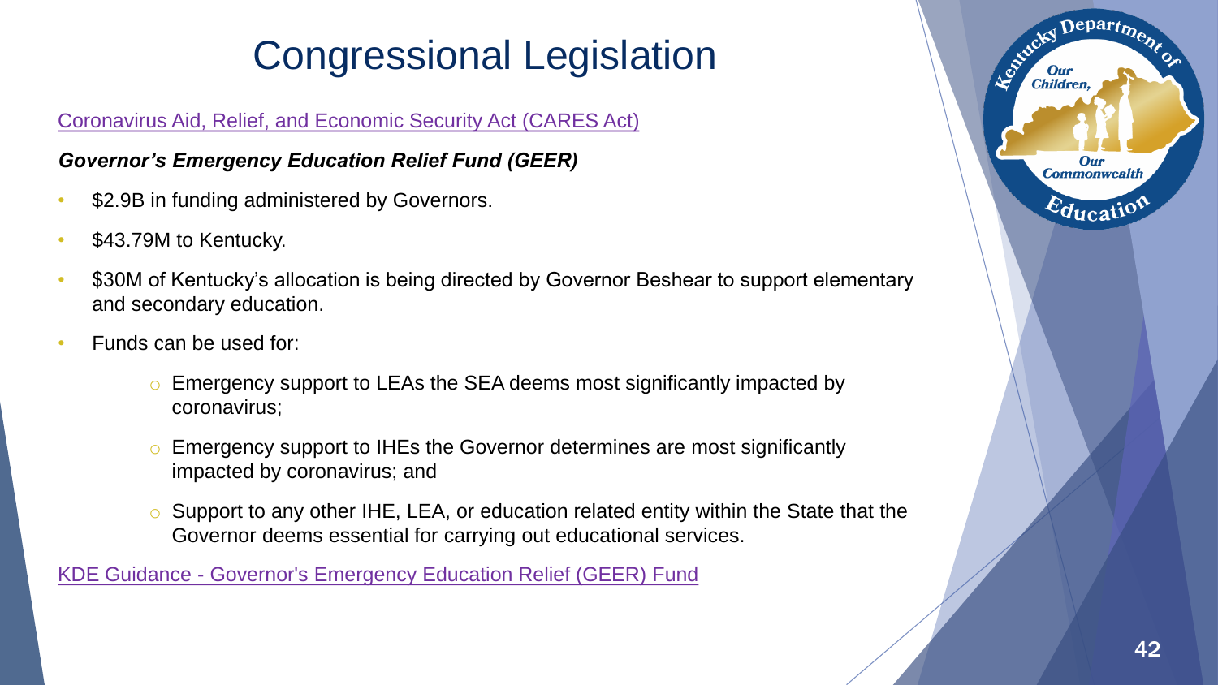# Congressional Legislation

Coronavirus Aid, Relief, and Economic Security Act (CARES Act)

***Governor's Emergency Education Relief Fund (GEER)***

- $2.9B in funding administered by Governors.
- $43.79M to Kentucky.
- $30M of Kentucky's allocation is being directed by Governor Beshear to support elementary and secondary education.
- Funds can be used for:
  - Emergency support to LEAs the SEA deems most significantly impacted by coronavirus;
  - Emergency support to IHEs the Governor determines are most significantly impacted by coronavirus; and
  - Support to any other IHE, LEA, or education related entity within the State that the Governor deems essential for carrying out educational services.

KDE Guidance - Governor's Emergency Education Relief (GEER) Fund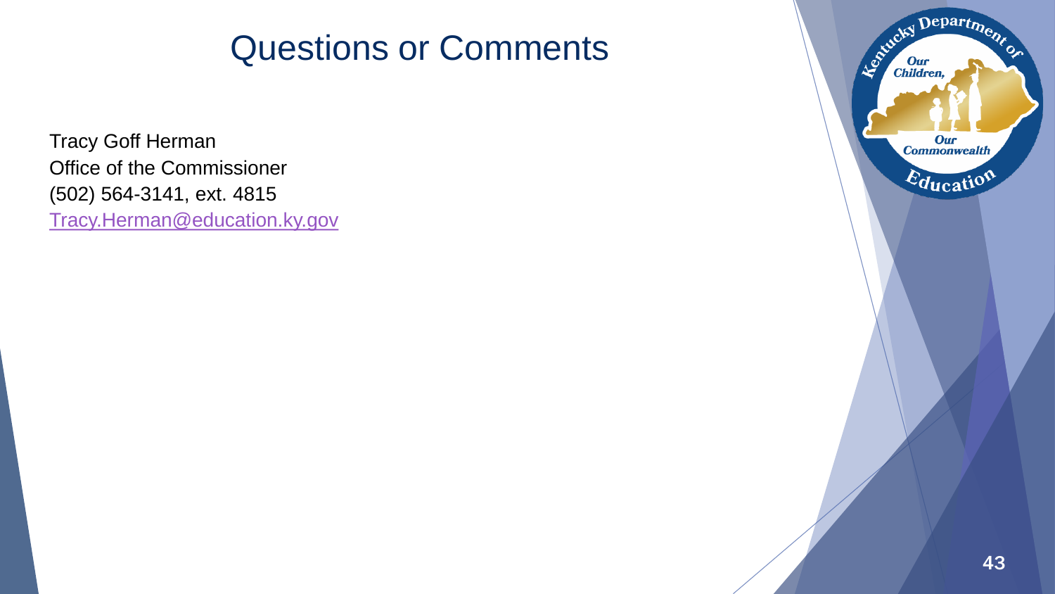# Questions or Comments

Tracy Goff Herman
Office of the Commissioner
(502) 564-3141, ext. 4815
[Tracy.Herman@education.ky.gov](mailto:Tracy.Herman@education.ky.gov)